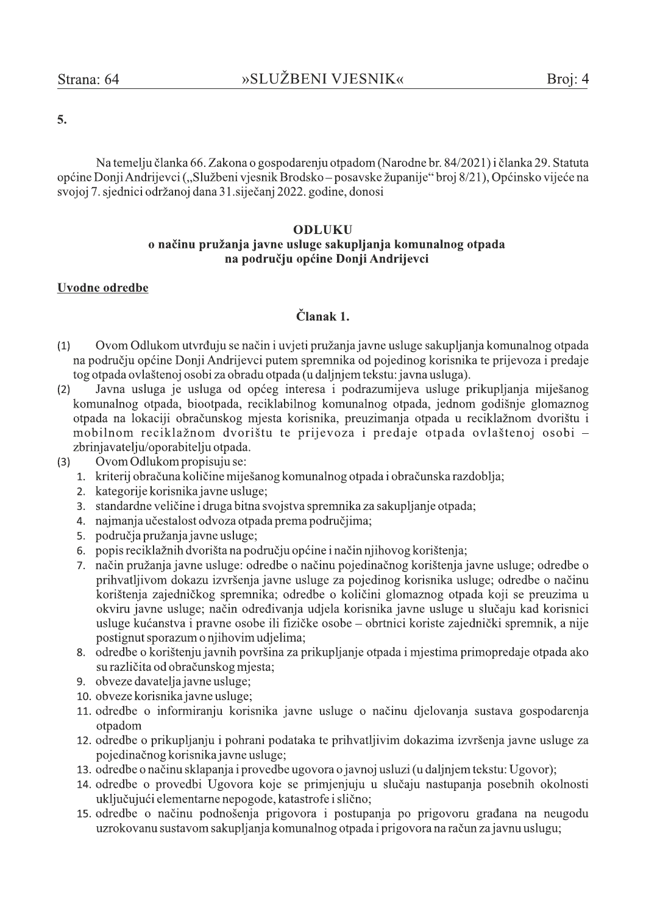5.

Na temelju članka 66. Zakona o gospodarenju otpadom (Narodne br. 84/2021) i članka 29. Statuta općine Donji Andrijevci („Službeni vjesnik Brodsko – posavske županije“ broj 8/21), Općinsko vijeće na svojoj 7. sjednici održanoj dana 31.siječanj 2022. godine, donosi

## ODLUKU
## o načinu pružanja javne usluge sakupljanja komunalnog otpada na području općine Donji Andrijevci

### Uvodne odredbe

### Članak 1.

(1) Ovom Odlukom utvrđuju se način i uvjeti pružanja javne usluge sakupljanja komunalnog otpada na području općine Donji Andrijevci putem spremnika od pojedinog korisnika te prijevoza i predaje tog otpada ovlaštenoj osobi za obradu otpada (u daljnjem tekstu: javna usluga).

(2) Javna usluga je usluga od općeg interesa i podrazumijeva usluge prikupljanja miješanog komunalnog otpada, biootpada, reciklabilnog komunalnog otpada, jednom godišnje glomaznog otpada na lokaciji obračunskog mjesta korisnika, preuzimanja otpada u reciklažnom dvorištu i mobilnom reciklažnom dvorištu te prijevoza i predaje otpada ovlaštenoj osobi – zbrinjavatelju/oporabitelju otpada.

(3) Ovom Odlukom propisuju se:

1. kriterij obračuna količine miješanog komunalnog otpada i obračunska razdoblja;
2. kategorije korisnika javne usluge;
3. standardne veličine i druga bitna svojstva spremnika za sakupljanje otpada;
4. najmanja učestalost odvoza otpada prema područjima;
5. područja pružanja javne usluge;
6. popis reciklažnih dvorišta na području općine i način njihovog korištenja;
7. način pružanja javne usluge: odredbe o načinu pojedinačnog korištenja javne usluge; odredbe o prihvatljivom dokazu izvršenja javne usluge za pojedinog korisnika usluge; odredbe o načinu korištenja zajedničkog spremnika; odredbe o količini glomaznog otpada koji se preuzima u okviru javne usluge; način određivanja udjela korisnika javne usluge u slučaju kad korisnici usluge kućanstva i pravne osobe ili fizičke osobe – obrtnici koriste zajednički spremnik, a nije postignut sporazum o njihovim udjelima;
8. odredbe o korištenju javnih površina za prikupljanje otpada i mjestima primopredaje otpada ako su različita od obračunskog mjesta;
9. obveze davatelja javne usluge;
10. obveze korisnika javne usluge;
11. odredbe o informiranju korisnika javne usluge o načinu djelovanja sustava gospodarenja otpadom
12. odredbe o prikupljanju i pohrani podataka te prihvatljivim dokazima izvršenja javne usluge za pojedinačnog korisnika javne usluge;
13. odredbe o načinu sklapanja i provedbe ugovora o javnoj usluzi (u daljnjem tekstu: Ugovor);
14. odredbe o provedbi Ugovora koje se primjenjuju u slučaju nastupanja posebnih okolnosti uključujući elementarne nepogode, katastrofe i slično;
15. odredbe o načinu podnošenja prigovora i postupanja po prigovoru građana na neugodu uzrokovanu sustavom sakupljanja komunalnog otpada i prigovora na račun za javnu uslugu;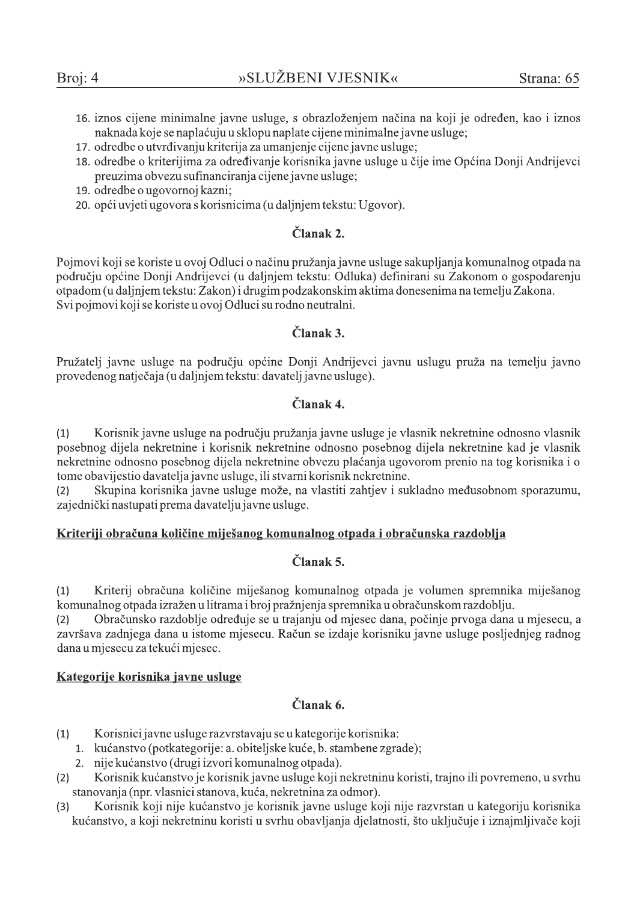16. iznos cijene minimalne javne usluge, s obrazloženjem načina na koji je određen, kao i iznos naknada koje se naplaćuju u sklopu naplate cijene minimalne javne usluge;
17. odredbe o utvrđivanju kriterija za umanjenje cijene javne usluge;
18. odredbe o kriterijima za određivanje korisnika javne usluge u čije ime Općina Donji Andrijevci preuzima obvezu sufinanciranja cijene javne usluge;
19. odredbe o ugovornoj kazni;
20. opći uvjeti ugovora s korisnicima (u daljnjem tekstu: Ugovor).

### Članak 2.

Pojmovi koji se koriste u ovoj Odluci o načinu pružanja javne usluge sakupljanja komunalnog otpada na području općine Donji Andrijevci (u daljnjem tekstu: Odluka) definirani su Zakonom o gospodarenju otpadom (u daljnjem tekstu: Zakon) i drugim podzakonskim aktima donesenima na temelju Zakona.
Svi pojmovi koji se koriste u ovoj Odluci su rodno neutralni.

### Članak 3.

Pružatelj javne usluge na području općine Donji Andrijevci javnu uslugu pruža na temelju javno provedenog natječaja (u daljnjem tekstu: davatelj javne usluge).

### Članak 4.

(1) Korisnik javne usluge na području pružanja javne usluge je vlasnik nekretnine odnosno vlasnik posebnog dijela nekretnine i korisnik nekretnine odnosno posebnog dijela nekretnine kad je vlasnik nekretnine odnosno posebnog dijela nekretnine obvezu plaćanja ugovorom prenio na tog korisnika i o tome obavijestio davatelja javne usluge, ili stvarni korisnik nekretnine.
(2) Skupina korisnika javne usluge može, na vlastiti zahtjev i sukladno međusobnom sporazumu, zajednički nastupati prema davatelju javne usluge.

**Kriteriji obračuna količine miješanog komunalnog otpada i obračunska razdoblja**

### Članak 5.

(1) Kriterij obračuna količine miješanog komunalnog otpada je volumen spremnika miješanog komunalnog otpada izražen u litrama i broj pražnjenja spremnika u obračunskom razdoblju.
(2) Obračunsko razdoblje određuje se u trajanju od mjesec dana, počinje prvoga dana u mjesecu, a završava zadnjega dana u istome mjesecu. Račun se izdaje korisniku javne usluge posljednjeg radnog dana u mjesecu za tekući mjesec.

**Kategorije korisnika javne usluge**

### Članak 6.

(1) Korisnici javne usluge razvrstavaju se u kategorije korisnika:
1. kućanstvo (potkategorije: a. obiteljske kuće, b. stambene zgrade);
2. nije kućanstvo (drugi izvori komunalnog otpada).

(2) Korisnik kućanstvo je korisnik javne usluge koji nekretninu koristi, trajno ili povremeno, u svrhu stanovanja (npr. vlasnici stanova, kuća, nekretnina za odmor).
(3) Korisnik koji nije kućanstvo je korisnik javne usluge koji nije razvrstan u kategoriju korisnika kućanstvo, a koji nekretninu koristi u svrhu obavljanja djelatnosti, što uključuje i iznajmljivače koji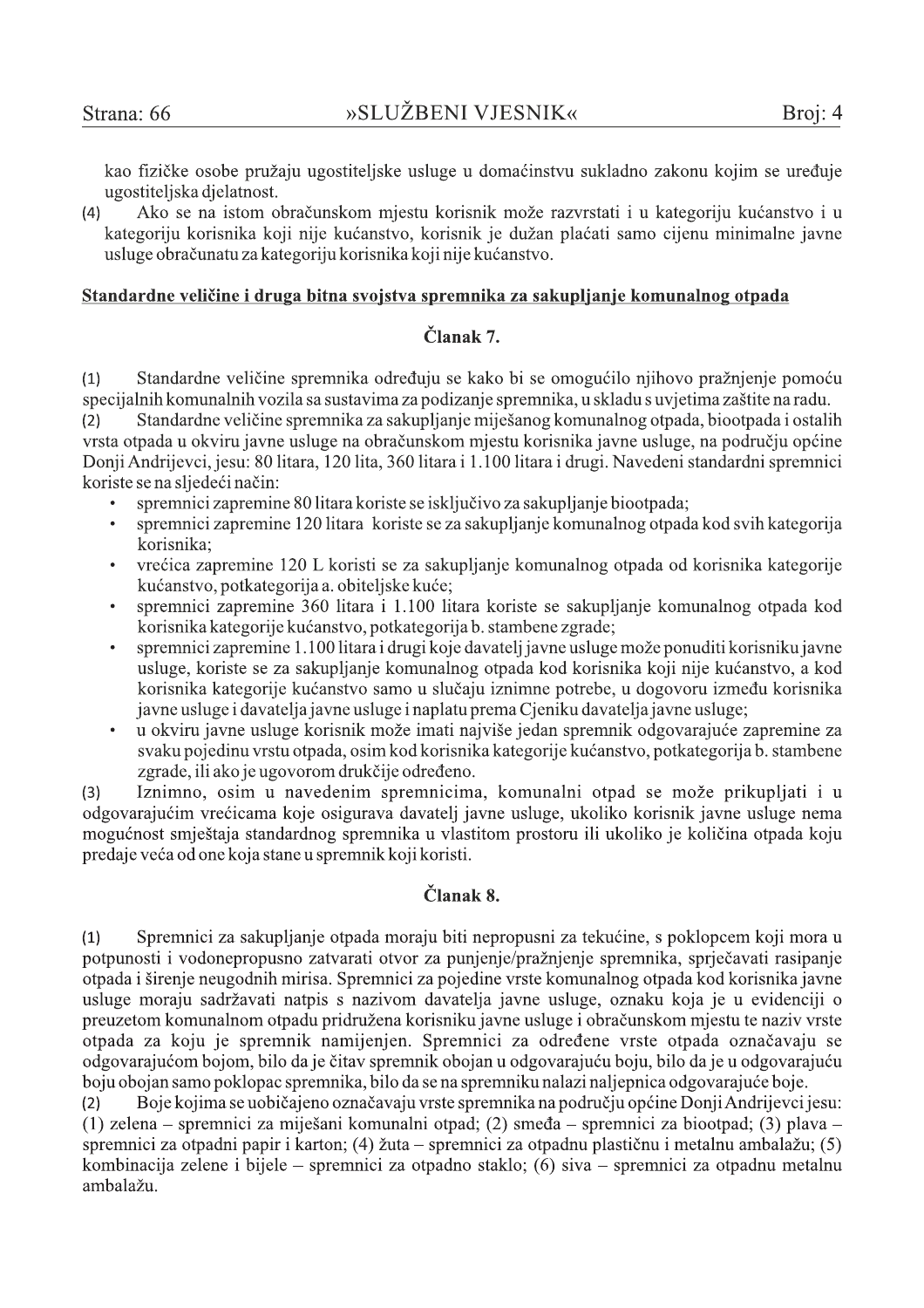kao fizičke osobe pružaju ugostiteljske usluge u domaćinstvu sukladno zakonu kojim se uređuje ugostiteljska djelatnost.

(4) Ako se na istom obračunskom mjestu korisnik može razvrstati i u kategoriju kućanstvo i u kategoriju korisnika koji nije kućanstvo, korisnik je dužan plaćati samo cijenu minimalne javne usluge obračunatu za kategoriju korisnika koji nije kućanstvo.

**Standardne veličine i druga bitna svojstva spremnika za sakupljanje komunalnog otpada**

### Članak 7.

(1) Standardne veličine spremnika određuju se kako bi se omogućilo njihovo pražnjenje pomoću specijalnih komunalnih vozila sa sustavima za podizanje spremnika, u skladu s uvjetima zaštite na radu.

(2) Standardne veličine spremnika za sakupljanje miješanog komunalnog otpada, biootpada i ostalih vrsta otpada u okviru javne usluge na obračunskom mjestu korisnika javne usluge, na području općine Donji Andrijevci, jesu: 80 litara, 120 lita, 360 litara i 1.100 litara i drugi. Navedeni standardni spremnici koriste se na sljedeći način:

- spremnici zapremine 80 litara koriste se isključivo za sakupljanje biootpada;
- spremnici zapremine 120 litara koriste se za sakupljanje komunalnog otpada kod svih kategorija korisnika;
- vrećica zapremine 120 L koristi se za sakupljanje komunalnog otpada od korisnika kategorije kućanstvo, potkategorija a. obiteljske kuće;
- spremnici zapremine 360 litara i 1.100 litara koriste se sakupljanje komunalnog otpada kod korisnika kategorije kućanstvo, potkategorija b. stambene zgrade;
- spremnici zapremine 1.100 litara i drugi koje davatelj javne usluge može ponuditi korisniku javne usluge, koriste se za sakupljanje komunalnog otpada kod korisnika koji nije kućanstvo, a kod korisnika kategorije kućanstvo samo u slučaju iznimne potrebe, u dogovoru između korisnika javne usluge i davatelja javne usluge i naplatu prema Cjeniku davatelja javne usluge;
- u okviru javne usluge korisnik može imati najviše jedan spremnik odgovarajuće zapremine za svaku pojedinu vrstu otpada, osim kod korisnika kategorije kućanstvo, potkategorija b. stambene zgrade, ili ako je ugovorom drukčije određeno.

(3) Iznimno, osim u navedenim spremnicima, komunalni otpad se može prikupljati i u odgovarajućim vrećicama koje osigurava davatelj javne usluge, ukoliko korisnik javne usluge nema mogućnost smještaja standardnog spremnika u vlastitom prostoru ili ukoliko je količina otpada koju predaje veća od one koja stane u spremnik koji koristi.

### Članak 8.

(1) Spremnici za sakupljanje otpada moraju biti nepropusni za tekućine, s poklopcem koji mora u potpunosti i vodonepropusno zatvarati otvor za punjenje/pražnjenje spremnika, sprječavati rasipanje otpada i širenje neugodnih mirisa. Spremnici za pojedine vrste komunalnog otpada kod korisnika javne usluge moraju sadržavati natpis s nazivom davatelja javne usluge, oznaku koja je u evidenciji o preuzetom komunalnom otpadu pridružena korisniku javne usluge i obračunskom mjestu te naziv vrste otpada za koju je spremnik namijenjen. Spremnici za određene vrste otpada označavaju se odgovarajućom bojom, bilo da je čitav spremnik obojan u odgovarajuću boju, bilo da je u odgovarajuću boju obojan samo poklopac spremnika, bilo da se na spremniku nalazi naljepnica odgovarajuće boje.

(2) Boje kojima se uobičajeno označavaju vrste spremnika na području općine Donji Andrijevci jesu: (1) zelena – spremnici za miješani komunalni otpad; (2) smeđa – spremnici za biootpad; (3) plava – spremnici za otpadni papir i karton; (4) žuta – spremnici za otpadnu plastičnu i metalnu ambalažu; (5) kombinacija zelene i bijele – spremnici za otpadno staklo; (6) siva – spremnici za otpadnu metalnu ambalažu.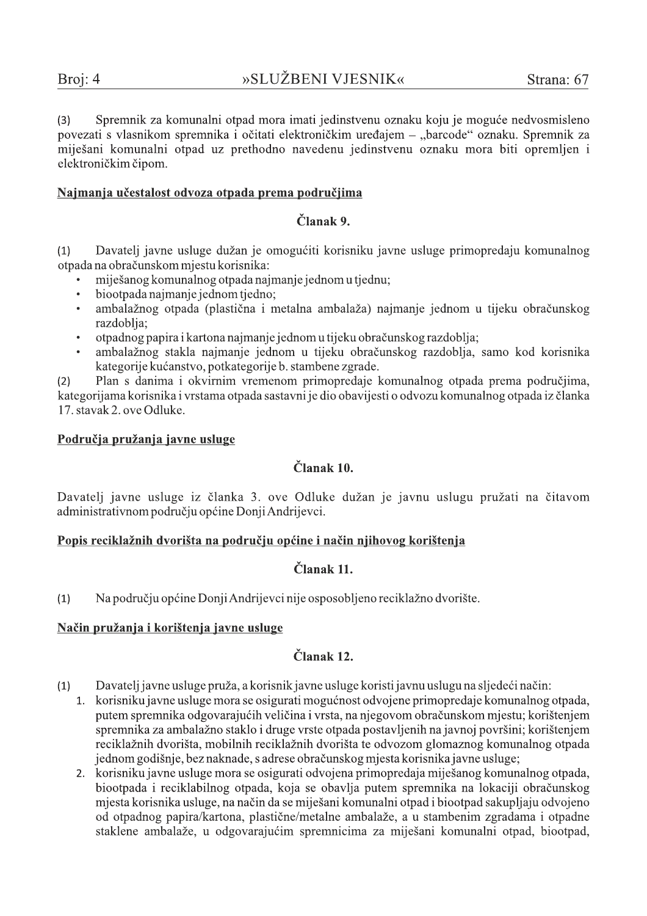(3) Spremnik za komunalni otpad mora imati jedinstvenu oznaku koju je moguće nedvosmisleno povezati s vlasnikom spremnika i očitati elektroničkim uređajem – „barcode" oznaku. Spremnik za miješani komunalni otpad uz prethodno navedenu jedinstvenu oznaku mora biti opremljen i elektroničkim čipom.

**Najmanja učestalost odvoza otpada prema područjima**

### Članak 9.

(1) Davatelj javne usluge dužan je omogućiti korisniku javne usluge primopredaju komunalnog otpada na obračunskom mjestu korisnika:

- miješanog komunalnog otpada najmanje jednom u tjednu;
- biootpada najmanje jednom tjedno;
- ambalažnog otpada (plastična i metalna ambalaža) najmanje jednom u tijeku obračunskog razdoblja;
- otpadnog papira i kartona najmanje jednom u tijeku obračunskog razdoblja;
- ambalažnog stakla najmanje jednom u tijeku obračunskog razdoblja, samo kod korisnika kategorije kućanstvo, potkategorije b. stambene zgrade.

(2) Plan s danima i okvirnim vremenom primopredaje komunalnog otpada prema područjima, kategorijama korisnika i vrstama otpada sastavni je dio obavijesti o odvozu komunalnog otpada iz članka 17. stavak 2. ove Odluke.

**Područja pružanja javne usluge**

### Članak 10.

Davatelj javne usluge iz članka 3. ove Odluke dužan je javnu uslugu pružati na čitavom administrativnom području općine Donji Andrijevci.

**Popis reciklažnih dvorišta na području općine i način njihovog korištenja**

### Članak 11.

(1) Na području općine Donji Andrijevci nije osposobljeno reciklažno dvorište.

**Način pružanja i korištenja javne usluge**

### Članak 12.

(1) Davatelj javne usluge pruža, a korisnik javne usluge koristi javnu uslugu na sljedeći način:

1. korisniku javne usluge mora se osigurati mogućnost odvojene primopredaje komunalnog otpada, putem spremnika odgovarajućih veličina i vrsta, na njegovom obračunskom mjestu; korištenjem spremnika za ambalažno staklo i druge vrste otpada postavljenih na javnoj površini; korištenjem reciklažnih dvorišta, mobilnih reciklažnih dvorišta te odvozom glomaznog komunalnog otpada jednom godišnje, bez naknade, s adrese obračunskog mjesta korisnika javne usluge;
2. korisniku javne usluge mora se osigurati odvojena primopredaja miješanog komunalnog otpada, biootpada i reciklabilnog otpada, koja se obavlja putem spremnika na lokaciji obračunskog mjesta korisnika usluge, na način da se miješani komunalni otpad i biootpad sakupljaju odvojeno od otpadnog papira/kartona, plastične/metalne ambalaže, a u stambenim zgradama i otpadne staklene ambalaže, u odgovarajućim spremnicima za miješani komunalni otpad, biootpad,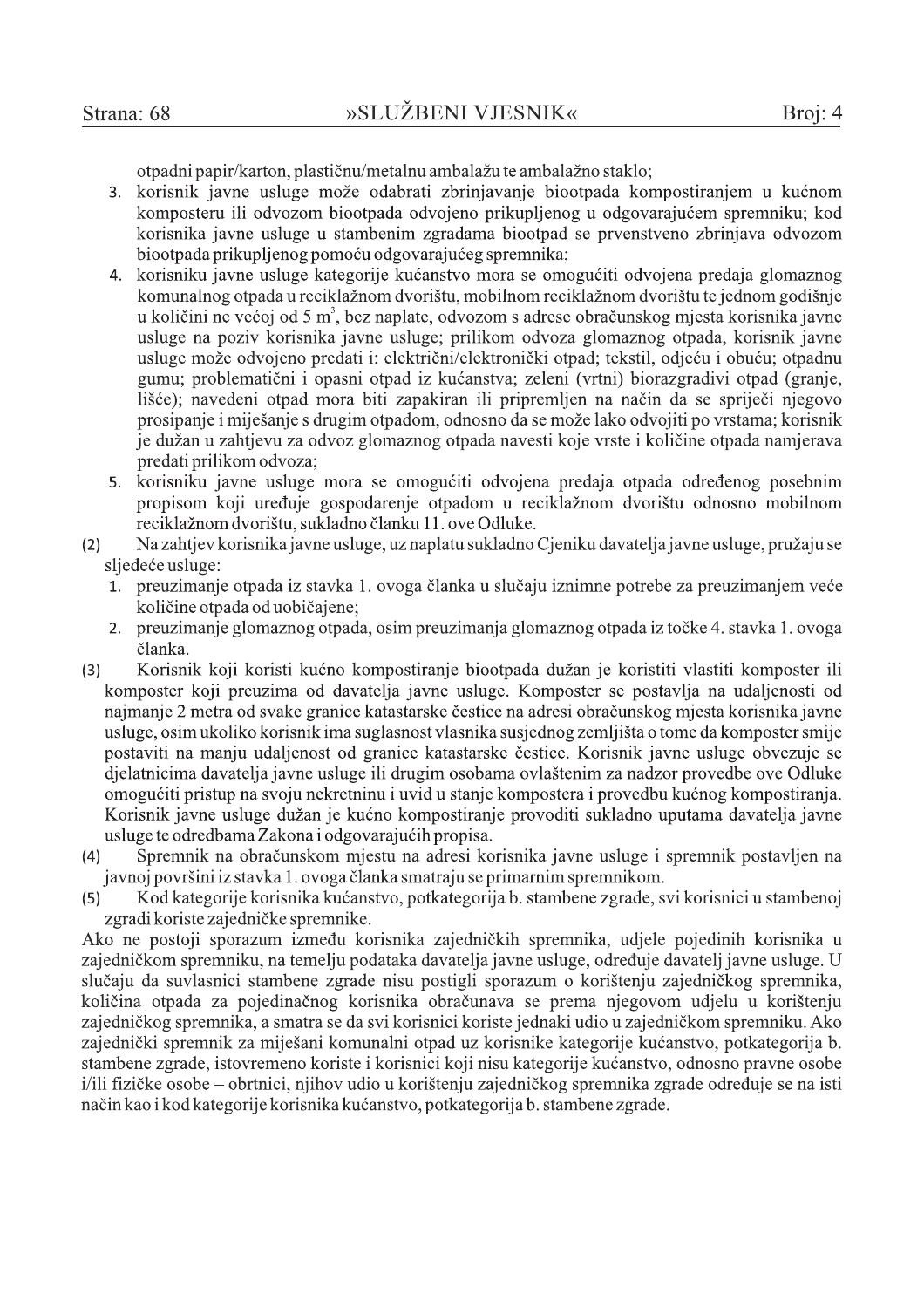otpadni papir/karton, plastičnu/metalnu ambalažu te ambalažno staklo;

3. korisnik javne usluge može odabrati zbrinjavanje biootpada kompostiranjem u kućnom komposteru ili odvozom biootpada odvojeno prikupljenog u odgovarajućem spremniku; kod korisnika javne usluge u stambenim zgradama biootpad se prvenstveno zbrinjava odvozom biootpada prikupljenog pomoću odgovarajućeg spremnika;
4. korisniku javne usluge kategorije kućanstvo mora se omogućiti odvojena predaja glomaznog komunalnog otpada u reciklažnom dvorištu, mobilnom reciklažnom dvorištu te jednom godišnje u količini ne većoj od 5 m$^3$, bez naplate, odvozom s adrese obračunskog mjesta korisnika javne usluge na poziv korisnika javne usluge; prilikom odvoza glomaznog otpada, korisnik javne usluge može odvojeno predati i: električni/elektronički otpad; tekstil, odjeću i obuću; otpadnu gumu; problematični i opasni otpad iz kućanstva; zeleni (vrtni) biorazgradivi otpad (granje, lišće); navedeni otpad mora biti zapakiran ili pripremljen na način da se spriječi njegovo prosipanje i miješanje s drugim otpadom, odnosno da se može lako odvojiti po vrstama; korisnik je dužan u zahtjevu za odvoz glomaznog otpada navesti koje vrste i količine otpada namjerava predati prilikom odvoza;
5. korisniku javne usluge mora se omogućiti odvojena predaja otpada određenog posebnim propisom koji uređuje gospodarenje otpadom u reciklažnom dvorištu odnosno mobilnom reciklažnom dvorištu, sukladno članku 11. ove Odluke.

(2) Na zahtjev korisnika javne usluge, uz naplatu sukladno Cjeniku davatelja javne usluge, pružaju se sljedeće usluge:

1. preuzimanje otpada iz stavka 1. ovoga članka u slučaju iznimne potrebe za preuzimanjem veće količine otpada od uobičajene;
2. preuzimanje glomaznog otpada, osim preuzimanja glomaznog otpada iz točke 4. stavka 1. ovoga članka.

(3) Korisnik koji koristi kućno kompostiranje biootpada dužan je koristiti vlastiti komposter ili komposter koji preuzima od davatelja javne usluge. Komposter se postavlja na udaljenosti od najmanje 2 metra od svake granice katastarske čestice na adresi obračunskog mjesta korisnika javne usluge, osim ukoliko korisnik ima suglasnost vlasnika susjednog zemljišta o tome da komposter smije postaviti na manju udaljenost od granice katastarske čestice. Korisnik javne usluge obvezuje se djelatnicima davatelja javne usluge ili drugim osobama ovlaštenim za nadzor provedbe ove Odluke omogućiti pristup na svoju nekretninu i uvid u stanje kompostera i provedbu kućnog kompostiranja. Korisnik javne usluge dužan je kućno kompostiranje provoditi sukladno uputama davatelja javne usluge te odredbama Zakona i odgovarajućih propisa.

(4) Spremnik na obračunskom mjestu na adresi korisnika javne usluge i spremnik postavljen na javnoj površini iz stavka 1. ovoga članka smatraju se primarnim spremnikom.

(5) Kod kategorije korisnika kućanstvo, potkategorija b. stambene zgrade, svi korisnici u stambenoj zgradi koriste zajedničke spremnike.

Ako ne postoji sporazum između korisnika zajedničkih spremnika, udjele pojedinih korisnika u zajedničkom spremniku, na temelju podataka davatelja javne usluge, određuje davatelj javne usluge. U slučaju da suvlasnici stambene zgrade nisu postigli sporazum o korištenju zajedničkog spremnika, količina otpada za pojedinačnog korisnika obračunava se prema njegovom udjelu u korištenju zajedničkog spremnika, a smatra se da svi korisnici koriste jednaki udio u zajedničkom spremniku. Ako zajednički spremnik za miješani komunalni otpad uz korisnike kategorije kućanstvo, potkategorija b. stambene zgrade, istovremeno koriste i korisnici koji nisu kategorije kućanstvo, odnosno pravne osobe i/ili fizičke osobe – obrtnici, njihov udio u korištenju zajedničkog spremnika zgrade određuje se na isti način kao i kod kategorije korisnika kućanstvo, potkategorija b. stambene zgrade.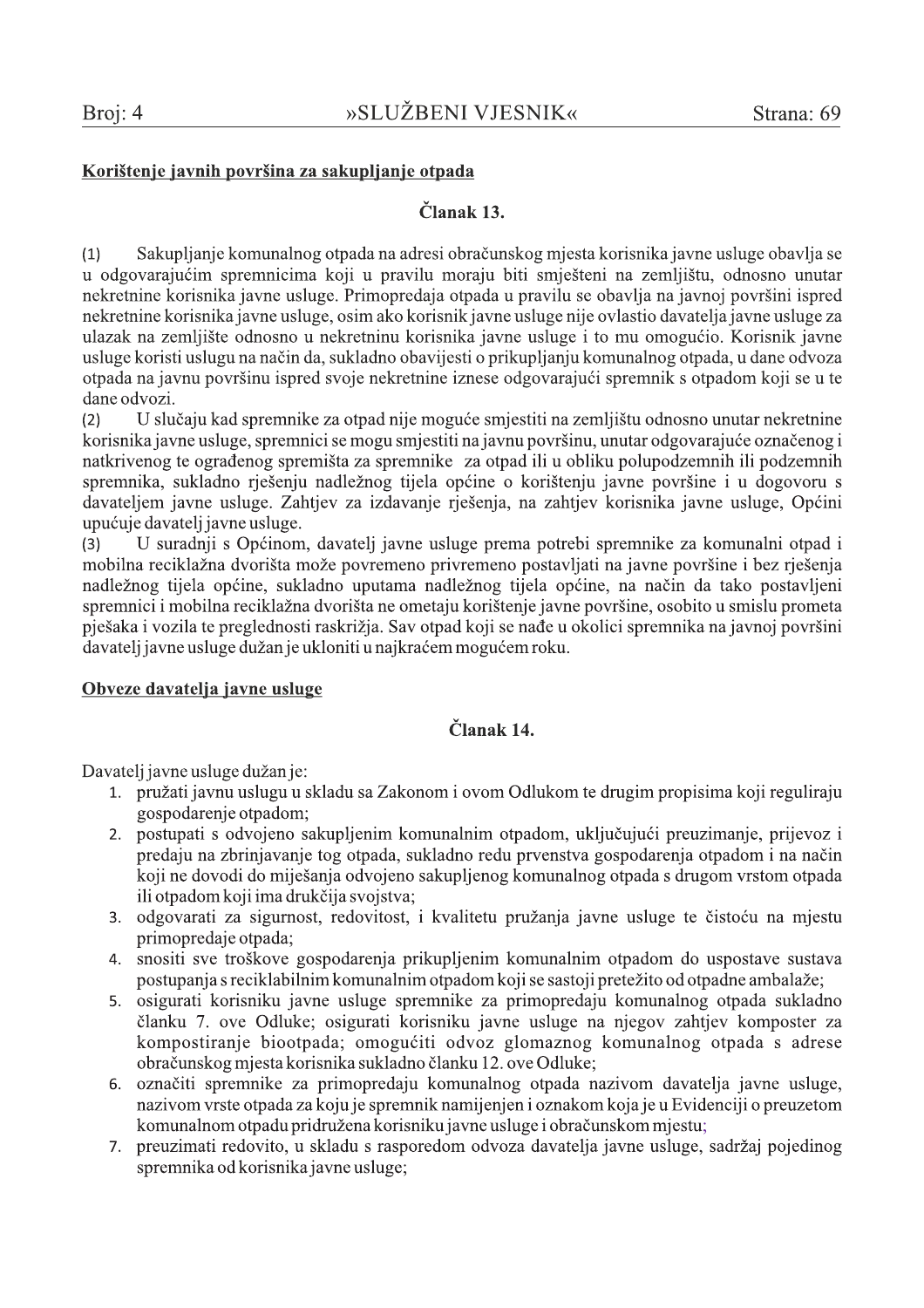**Korištenje javnih površina za sakupljanje otpada**

### Članak 13.

(1) Sakupljanje komunalnog otpada na adresi obračunskog mjesta korisnika javne usluge obavlja se u odgovarajućim spremnicima koji u pravilu moraju biti smješteni na zemljištu, odnosno unutar nekretnine korisnika javne usluge. Primopredaja otpada u pravilu se obavlja na javnoj površini ispred nekretnine korisnika javne usluge, osim ako korisnik javne usluge nije ovlastio davatelja javne usluge za ulazak na zemljište odnosno u nekretninu korisnika javne usluge i to mu omogućio. Korisnik javne usluge koristi uslugu na način da, sukladno obavijesti o prikupljanju komunalnog otpada, u dane odvoza otpada na javnu površinu ispred svoje nekretnine iznese odgovarajući spremnik s otpadom koji se u te dane odvozi.

(2) U slučaju kad spremnike za otpad nije moguće smjestiti na zemljištu odnosno unutar nekretnine korisnika javne usluge, spremnici se mogu smjestiti na javnu površinu, unutar odgovarajuće označenog i natkrivenog te ograđenog spremišta za spremnike za otpad ili u obliku polupodzemnih ili podzemnih spremnika, sukladno rješenju nadležnog tijela općine o korištenju javne površine i u dogovoru s davateljem javne usluge. Zahtjev za izdavanje rješenja, na zahtjev korisnika javne usluge, Općini upućuje davatelj javne usluge.

(3) U suradnji s Općinom, davatelj javne usluge prema potrebi spremnike za komunalni otpad i mobilna reciklažna dvorišta može povremeno privremeno postavljati na javne površine i bez rješenja nadležnog tijela općine, sukladno uputama nadležnog tijela općine, na način da tako postavljeni spremnici i mobilna reciklažna dvorišta ne ometaju korištenje javne površine, osobito u smislu prometa pješaka i vozila te preglednosti raskrižja. Sav otpad koji se nađe u okolici spremnika na javnoj površini davatelj javne usluge dužan je ukloniti u najkraćem mogućem roku.

**Obveze davatelja javne usluge**

### Članak 14.

Davatelj javne usluge dužan je:

1. pružati javnu uslugu u skladu sa Zakonom i ovom Odlukom te drugim propisima koji reguliraju gospodarenje otpadom;
2. postupati s odvojeno sakupljenim komunalnim otpadom, uključujući preuzimanje, prijevoz i predaju na zbrinjavanje tog otpada, sukladno redu prvenstva gospodarenja otpadom i na način koji ne dovodi do miješanja odvojeno sakupljenog komunalnog otpada s drugom vrstom otpada ili otpadom koji ima drukčija svojstva;
3. odgovarati za sigurnost, redovitost, i kvalitetu pružanja javne usluge te čistoću na mjestu primopredaje otpada;
4. snositi sve troškove gospodarenja prikupljenim komunalnim otpadom do uspostave sustava postupanja s reciklabilnim komunalnim otpadom koji se sastoji pretežito od otpadne ambalaže;
5. osigurati korisniku javne usluge spremnike za primopredaju komunalnog otpada sukladno članku 7. ove Odluke; osigurati korisniku javne usluge na njegov zahtjev komposter za kompostiranje biootpada; omogućiti odvoz glomaznog komunalnog otpada s adrese obračunskog mjesta korisnika sukladno članku 12. ove Odluke;
6. označiti spremnike za primopredaju komunalnog otpada nazivom davatelja javne usluge, nazivom vrste otpada za koju je spremnik namijenjen i oznakom koja je u Evidenciji o preuzetom komunalnom otpadu pridružena korisniku javne usluge i obračunskom mjestu;
7. preuzimati redovito, u skladu s rasporedom odvoza davatelja javne usluge, sadržaj pojedinog spremnika od korisnika javne usluge;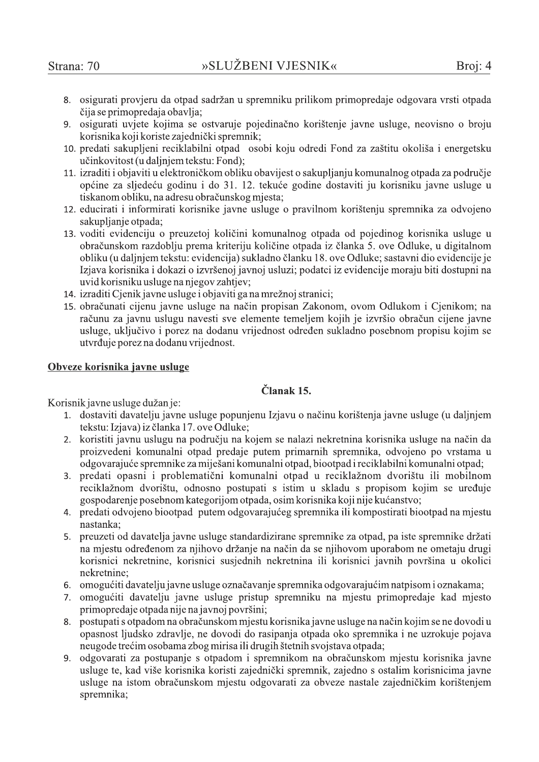8. osigurati provjeru da otpad sadržan u spremniku prilikom primopredaje odgovara vrsti otpada čija se primopredaja obavlja;
9. osigurati uvjete kojima se ostvaruje pojedinačno korištenje javne usluge, neovisno o broju korisnika koji koriste zajednički spremnik;
10. predati sakupljeni reciklabilni otpad osobi koju odredi Fond za zaštitu okoliša i energetsku učinkovitost (u daljnjem tekstu: Fond);
11. izraditi i objaviti u elektroničkom obliku obavijest o sakupljanju komunalnog otpada za područje općine za sljedeću godinu i do 31. 12. tekuće godine dostaviti ju korisniku javne usluge u tiskanom obliku, na adresu obračunskog mjesta;
12. educirati i informirati korisnike javne usluge o pravilnom korištenju spremnika za odvojeno sakupljanje otpada;
13. voditi evidenciju o preuzetoj količini komunalnog otpada od pojedinog korisnika usluge u obračunskom razdoblju prema kriteriju količine otpada iz članka 5. ove Odluke, u digitalnom obliku (u daljnjem tekstu: evidencija) sukladno članku 18. ove Odluke; sastavni dio evidencije je Izjava korisnika i dokazi o izvršenoj javnoj usluzi; podatci iz evidencije moraju biti dostupni na uvid korisniku usluge na njegov zahtjev;
14. izraditi Cjenik javne usluge i objaviti ga na mrežnoj stranici;
15. obračunati cijenu javne usluge na način propisan Zakonom, ovom Odlukom i Cjenikom; na računu za javnu uslugu navesti sve elemente temeljem kojih je izvršio obračun cijene javne usluge, uključivo i porez na dodanu vrijednost određen sukladno posebnom propisu kojim se utvrđuje porez na dodanu vrijednost.

**Obveze korisnika javne usluge**

**Članak 15.**

Korisnik javne usluge dužan je:

1. dostaviti davatelju javne usluge popunjenu Izjavu o načinu korištenja javne usluge (u daljnjem tekstu: Izjava) iz članka 17. ove Odluke;
2. koristiti javnu uslugu na području na kojem se nalazi nekretnina korisnika usluge na način da proizvedeni komunalni otpad predaje putem primarnih spremnika, odvojeno po vrstama u odgovarajuće spremnike za miješani komunalni otpad, biootpad i reciklabilni komunalni otpad;
3. predati opasni i problematični komunalni otpad u reciklažnom dvorištu ili mobilnom reciklažnom dvorištu, odnosno postupati s istim u skladu s propisom kojim se uređuje gospodarenje posebnom kategorijom otpada, osim korisnika koji nije kućanstvo;
4. predati odvojeno biootpad putem odgovarajućeg spremnika ili kompostirati biootpad na mjestu nastanka;
5. preuzeti od davatelja javne usluge standardizirane spremnike za otpad, pa iste spremnike držati na mjestu određenom za njihovo držanje na način da se njihovom uporabom ne ometaju drugi korisnici nekretnine, korisnici susjednih nekretnina ili korisnici javnih površina u okolici nekretnine;
6. omogućiti davatelju javne usluge označavanje spremnika odgovarajućim natpisom i oznakama;
7. omogućiti davatelju javne usluge pristup spremniku na mjestu primopredaje kad mjesto primopredaje otpada nije na javnoj površini;
8. postupati s otpadom na obračunskom mjestu korisnika javne usluge na način kojim se ne dovodi u opasnost ljudsko zdravlje, ne dovodi do rasipanja otpada oko spremnika i ne uzrokuje pojava neugode trećim osobama zbog mirisa ili drugih štetnih svojstava otpada;
9. odgovarati za postupanje s otpadom i spremnikom na obračunskom mjestu korisnika javne usluge te, kad više korisnika koristi zajednički spremnik, zajedno s ostalim korisnicima javne usluge na istom obračunskom mjestu odgovarati za obveze nastale zajedničkim korištenjem spremnika;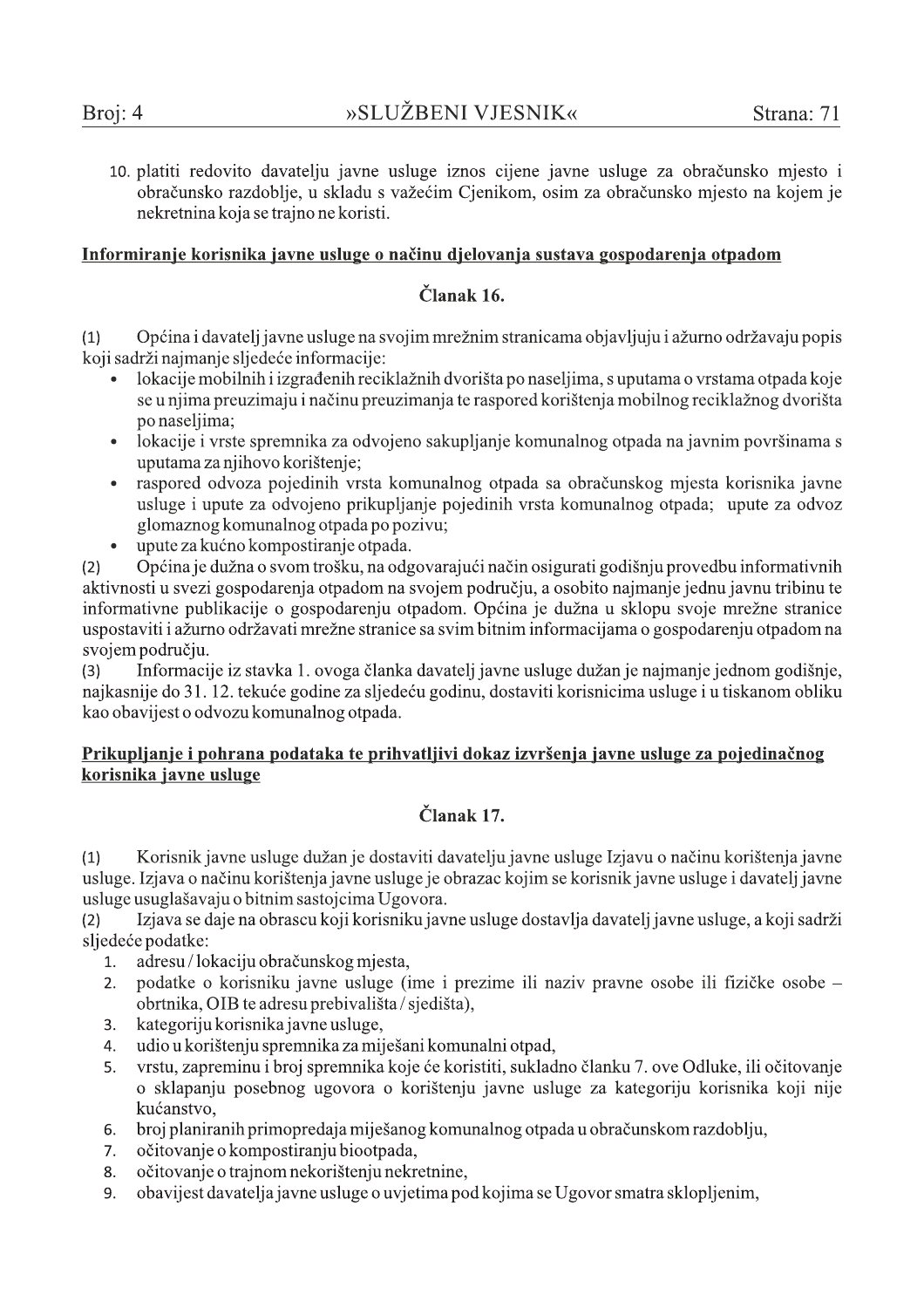10. platiti redovito davatelju javne usluge iznos cijene javne usluge za obračunsko mjesto i obračunsko razdoblje, u skladu s važećim Cjenikom, osim za obračunsko mjesto na kojem je nekretnina koja se trajno ne koristi.

**Informiranje korisnika javne usluge o načinu djelovanja sustava gospodarenja otpadom**

## Članak 16.

(1) Općina i davatelj javne usluge na svojim mrežnim stranicama objavljuju i ažurno održavaju popis koji sadrži najmanje sljedeće informacije:

- lokacije mobilnih i izgrađenih reciklažnih dvorišta po naseljima, s uputama o vrstama otpada koje se u njima preuzimaju i načinu preuzimanja te raspored korištenja mobilnog reciklažnog dvorišta po naseljima;
- lokacije i vrste spremnika za odvojeno sakupljanje komunalnog otpada na javnim površinama s uputama za njihovo korištenje;
- raspored odvoza pojedinih vrsta komunalnog otpada sa obračunskog mjesta korisnika javne usluge i upute za odvojeno prikupljanje pojedinih vrsta komunalnog otpada; upute za odvoz glomaznog komunalnog otpada po pozivu;
- upute za kućno kompostiranje otpada.

(2) Općina je dužna o svom trošku, na odgovarajući način osigurati godišnju provedbu informativnih aktivnosti u svezi gospodarenja otpadom na svojem području, a osobito najmanje jednu javnu tribinu te informativne publikacije o gospodarenju otpadom. Općina je dužna u sklopu svoje mrežne stranice uspostaviti i ažurno održavati mrežne stranice sa svim bitnim informacijama o gospodarenju otpadom na svojem području.

(3) Informacije iz stavka 1. ovoga članka davatelj javne usluge dužan je najmanje jednom godišnje, najkasnije do 31. 12. tekuće godine za sljedeću godinu, dostaviti korisnicima usluge i u tiskanom obliku kao obavijest o odvozu komunalnog otpada.

**Prikupljanje i pohrana podataka te prihvatljivi dokaz izvršenja javne usluge za pojedinačnog korisnika javne usluge**

## Članak 17.

(1) Korisnik javne usluge dužan je dostaviti davatelju javne usluge Izjavu o načinu korištenja javne usluge. Izjava o načinu korištenja javne usluge je obrazac kojim se korisnik javne usluge i davatelj javne usluge usuglašavaju o bitnim sastojcima Ugovora.

(2) Izjava se daje na obrascu koji korisniku javne usluge dostavlja davatelj javne usluge, a koji sadrži sljedeće podatke:

1. adresu / lokaciju obračunskog mjesta,
2. podatke o korisniku javne usluge (ime i prezime ili naziv pravne osobe ili fizičke osobe – obrtnika, OIB te adresu prebivališta / sjedišta),
3. kategoriju korisnika javne usluge,
4. udio u korištenju spremnika za miješani komunalni otpad,
5. vrstu, zapreminu i broj spremnika koje će koristiti, sukladno članku 7. ove Odluke, ili očitovanje o sklapanju posebnog ugovora o korištenju javne usluge za kategoriju korisnika koji nije kućanstvo,
6. broj planiranih primopredaja miješanog komunalnog otpada u obračunskom razdoblju,
7. očitovanje o kompostiranju biootpada,
8. očitovanje o trajnom nekorištenju nekretnine,
9. obavijest davatelja javne usluge o uvjetima pod kojima se Ugovor smatra sklopljenim,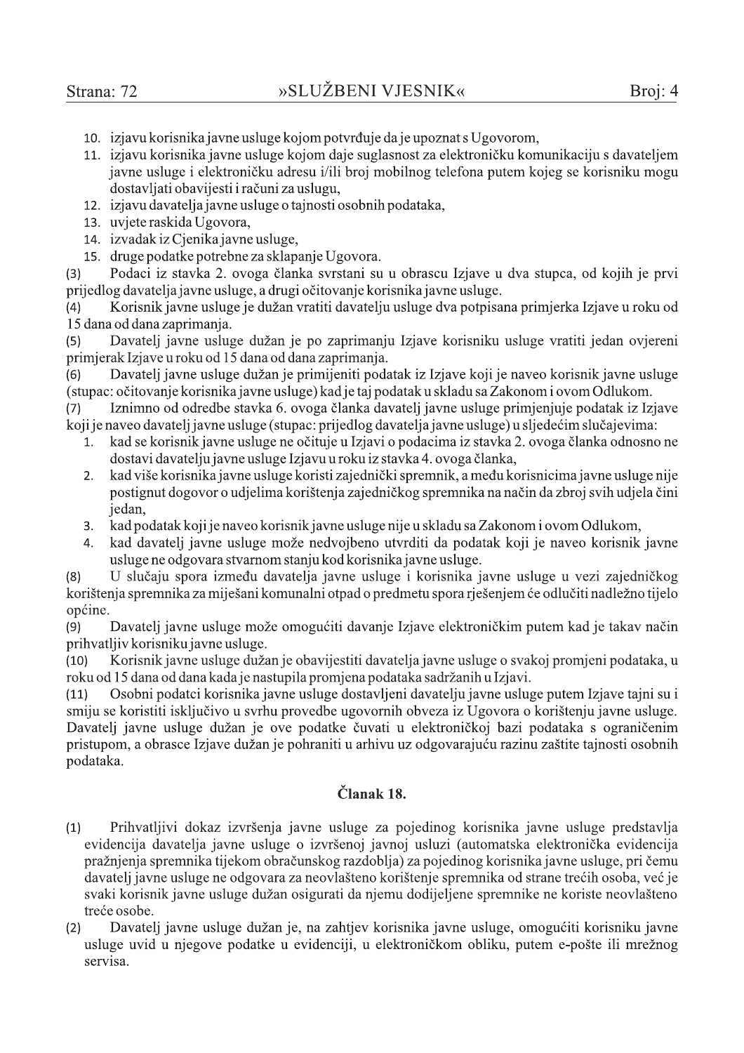10. izjavu korisnika javne usluge kojom potvrđuje da je upoznat s Ugovorom,
11. izjavu korisnika javne usluge kojom daje suglasnost za elektroničku komunikaciju s davateljem javne usluge i elektroničku adresu i/ili broj mobilnog telefona putem kojeg se korisniku mogu dostavljati obavijesti i računi za uslugu,
12. izjavu davatelja javne usluge o tajnosti osobnih podataka,
13. uvjete raskida Ugovora,
14. izvadak iz Cjenika javne usluge,
15. druge podatke potrebne za sklapanje Ugovora.

(3) Podaci iz stavka 2. ovoga članka svrstani su u obrascu Izjave u dva stupca, od kojih je prvi prijedlog davatelja javne usluge, a drugi očitovanje korisnika javne usluge.

(4) Korisnik javne usluge je dužan vratiti davatelju usluge dva potpisana primjerka Izjave u roku od 15 dana od dana zaprimanja.

(5) Davatelj javne usluge dužan je po zaprimanju Izjave korisniku usluge vratiti jedan ovjereni primjerak Izjave u roku od 15 dana od dana zaprimanja.

(6) Davatelj javne usluge dužan je primijeniti podatak iz Izjave koji je naveo korisnik javne usluge (stupac: očitovanje korisnika javne usluge) kad je taj podatak u skladu sa Zakonom i ovom Odlukom.

(7) Iznimno od odredbe stavka 6. ovoga članka davatelj javne usluge primjenjuje podatak iz Izjave koji je naveo davatelj javne usluge (stupac: prijedlog davatelja javne usluge) u sljedećim slučajevima:

1. kad se korisnik javne usluge ne očituje u Izjavi o podacima iz stavka 2. ovoga članka odnosno ne dostavi davatelju javne usluge Izjavu u roku iz stavka 4. ovoga članka,
2. kad više korisnika javne usluge koristi zajednički spremnik, a među korisnicima javne usluge nije postignut dogovor o udjelima korištenja zajedničkog spremnika na način da zbroj svih udjela čini jedan,
3. kad podatak koji je naveo korisnik javne usluge nije u skladu sa Zakonom i ovom Odlukom,
4. kad davatelj javne usluge može nedvojbeno utvrditi da podatak koji je naveo korisnik javne usluge ne odgovara stvarnom stanju kod korisnika javne usluge.

(8) U slučaju spora između davatelja javne usluge i korisnika javne usluge u vezi zajedničkog korištenja spremnika za miješani komunalni otpad o predmetu spora rješenjem će odlučiti nadležno tijelo općine.

(9) Davatelj javne usluge može omogućiti davanje Izjave elektroničkim putem kad je takav način prihvatljiv korisniku javne usluge.

(10) Korisnik javne usluge dužan je obavijestiti davatelja javne usluge o svakoj promjeni podataka, u roku od 15 dana od dana kada je nastupila promjena podataka sadržanih u Izjavi.

(11) Osobni podatci korisnika javne usluge dostavljeni davatelju javne usluge putem Izjave tajni su i smiju se koristiti isključivo u svrhu provedbe ugovornih obveza iz Ugovora o korištenju javne usluge. Davatelj javne usluge dužan je ove podatke čuvati u elektroničkoj bazi podataka s ograničenim pristupom, a obrasce Izjave dužan je pohraniti u arhivu uz odgovarajuću razinu zaštite tajnosti osobnih podataka.

## Članak 18.

(1) Prihvatljivi dokaz izvršenja javne usluge za pojedinog korisnika javne usluge predstavlja evidencija davatelja javne usluge o izvršenoj javnoj usluzi (automatska elektronička evidencija pražnjenja spremnika tijekom obračunskog razdoblja) za pojedinog korisnika javne usluge, pri čemu davatelj javne usluge ne odgovara za neovlašteno korištenje spremnika od strane trećih osoba, već je svaki korisnik javne usluge dužan osigurati da njemu dodijeljene spremnike ne koriste neovlašteno treće osobe.

(2) Davatelj javne usluge dužan je, na zahtjev korisnika javne usluge, omogućiti korisniku javne usluge uvid u njegove podatke u evidenciji, u elektroničkom obliku, putem e-pošte ili mrežnog servisa.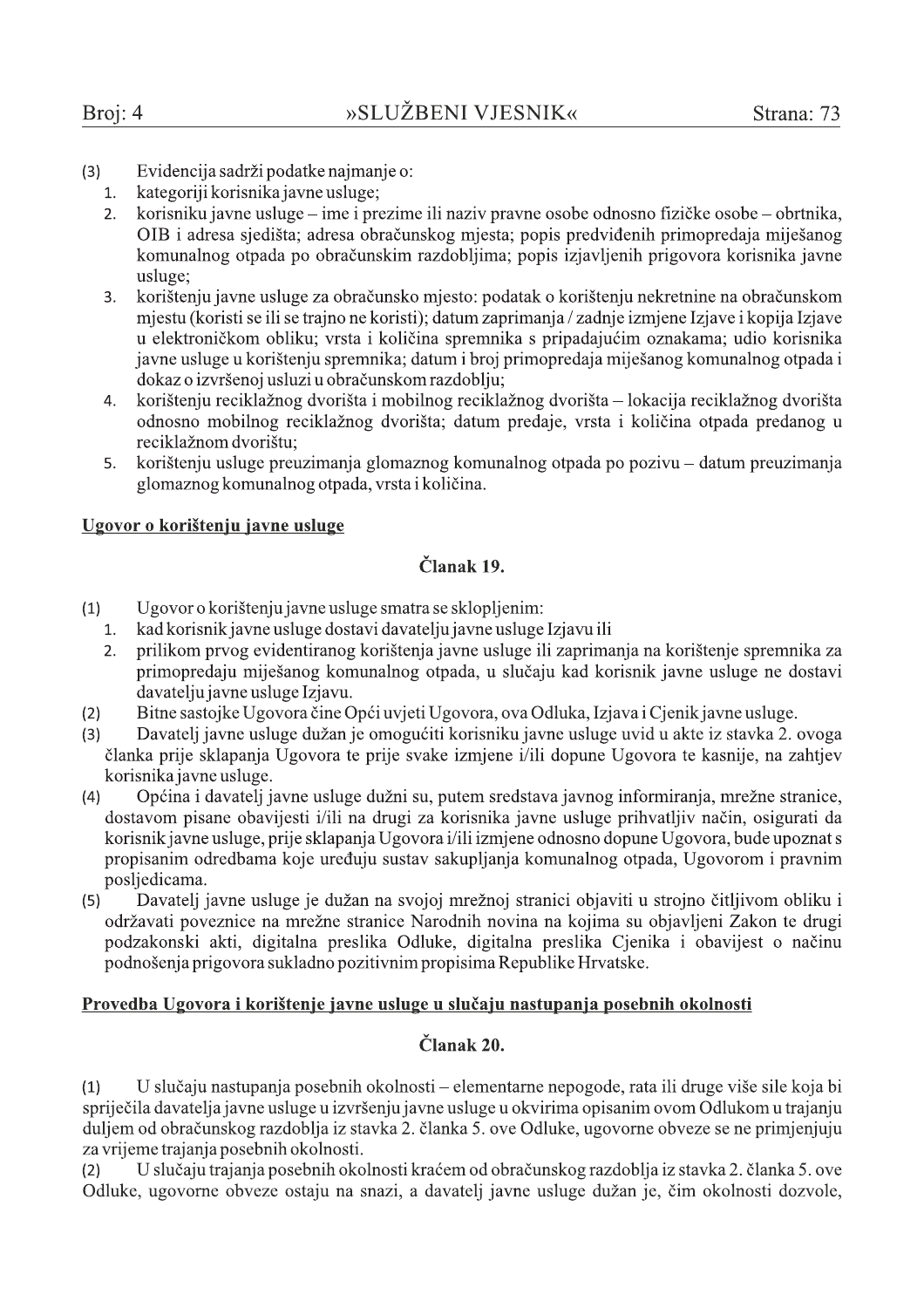(3) Evidencija sadrži podatke najmanje o:

1. kategoriji korisnika javne usluge;
2. korisniku javne usluge – ime i prezime ili naziv pravne osobe odnosno fizičke osobe – obrtnika, OIB i adresa sjedišta; adresa obračunskog mjesta; popis predviđenih primopredaja miješanog komunalnog otpada po obračunskim razdobljima; popis izjavljenih prigovora korisnika javne usluge;
3. korištenju javne usluge za obračunsko mjesto: podatak o korištenju nekretnine na obračunskom mjestu (koristi se ili se trajno ne koristi); datum zaprimanja / zadnje izmjene Izjave i kopija Izjave u elektroničkom obliku; vrsta i količina spremnika s pripadajućim oznakama; udio korisnika javne usluge u korištenju spremnika; datum i broj primopredaja miješanog komunalnog otpada i dokaz o izvršenoj usluzi u obračunskom razdoblju;
4. korištenju reciklažnog dvorišta i mobilnog reciklažnog dvorišta – lokacija reciklažnog dvorišta odnosno mobilnog reciklažnog dvorišta; datum predaje, vrsta i količina otpada predanog u reciklažnom dvorištu;
5. korištenju usluge preuzimanja glomaznog komunalnog otpada po pozivu – datum preuzimanja glomaznog komunalnog otpada, vrsta i količina.

**Ugovor o korištenju javne usluge**

### Članak 19.

(1) Ugovor o korištenju javne usluge smatra se sklopljenim:

1. kad korisnik javne usluge dostavi davatelju javne usluge Izjavu ili
2. prilikom prvog evidentiranog korištenja javne usluge ili zaprimanja na korištenje spremnika za primopredaju miješanog komunalnog otpada, u slučaju kad korisnik javne usluge ne dostavi davatelju javne usluge Izjavu.

(2) Bitne sastojke Ugovora čine Opći uvjeti Ugovora, ova Odluka, Izjava i Cjenik javne usluge.

(3) Davatelj javne usluge dužan je omogućiti korisniku javne usluge uvid u akte iz stavka 2. ovoga članka prije sklapanja Ugovora te prije svake izmjene i/ili dopune Ugovora te kasnije, na zahtjev korisnika javne usluge.

(4) Općina i davatelj javne usluge dužni su, putem sredstava javnog informiranja, mrežne stranice, dostavom pisane obavijesti i/ili na drugi za korisnika javne usluge prihvatljiv način, osigurati da korisnik javne usluge, prije sklapanja Ugovora i/ili izmjene odnosno dopune Ugovora, bude upoznat s propisanim odredbama koje uređuju sustav sakupljanja komunalnog otpada, Ugovorom i pravnim posljedicama.

(5) Davatelj javne usluge je dužan na svojoj mrežnoj stranici objaviti u strojno čitljivom obliku i održavati poveznice na mrežne stranice Narodnih novina na kojima su objavljeni Zakon te drugi podzakonski akti, digitalna preslika Odluke, digitalna preslika Cjenika i obavijest o načinu podnošenja prigovora sukladno pozitivnim propisima Republike Hrvatske.

**Provedba Ugovora i korištenje javne usluge u slučaju nastupanja posebnih okolnosti**

### Članak 20.

(1) U slučaju nastupanja posebnih okolnosti – elementarne nepogode, rata ili druge više sile koja bi spriječila davatelja javne usluge u izvršenju javne usluge u okvirima opisanim ovom Odlukom u trajanju duljem od obračunskog razdoblja iz stavka 2. članka 5. ove Odluke, ugovorne obveze se ne primjenjuju za vrijeme trajanja posebnih okolnosti.

(2) U slučaju trajanja posebnih okolnosti kraćem od obračunskog razdoblja iz stavka 2. članka 5. ove Odluke, ugovorne obveze ostaju na snazi, a davatelj javne usluge dužan je, čim okolnosti dozvole,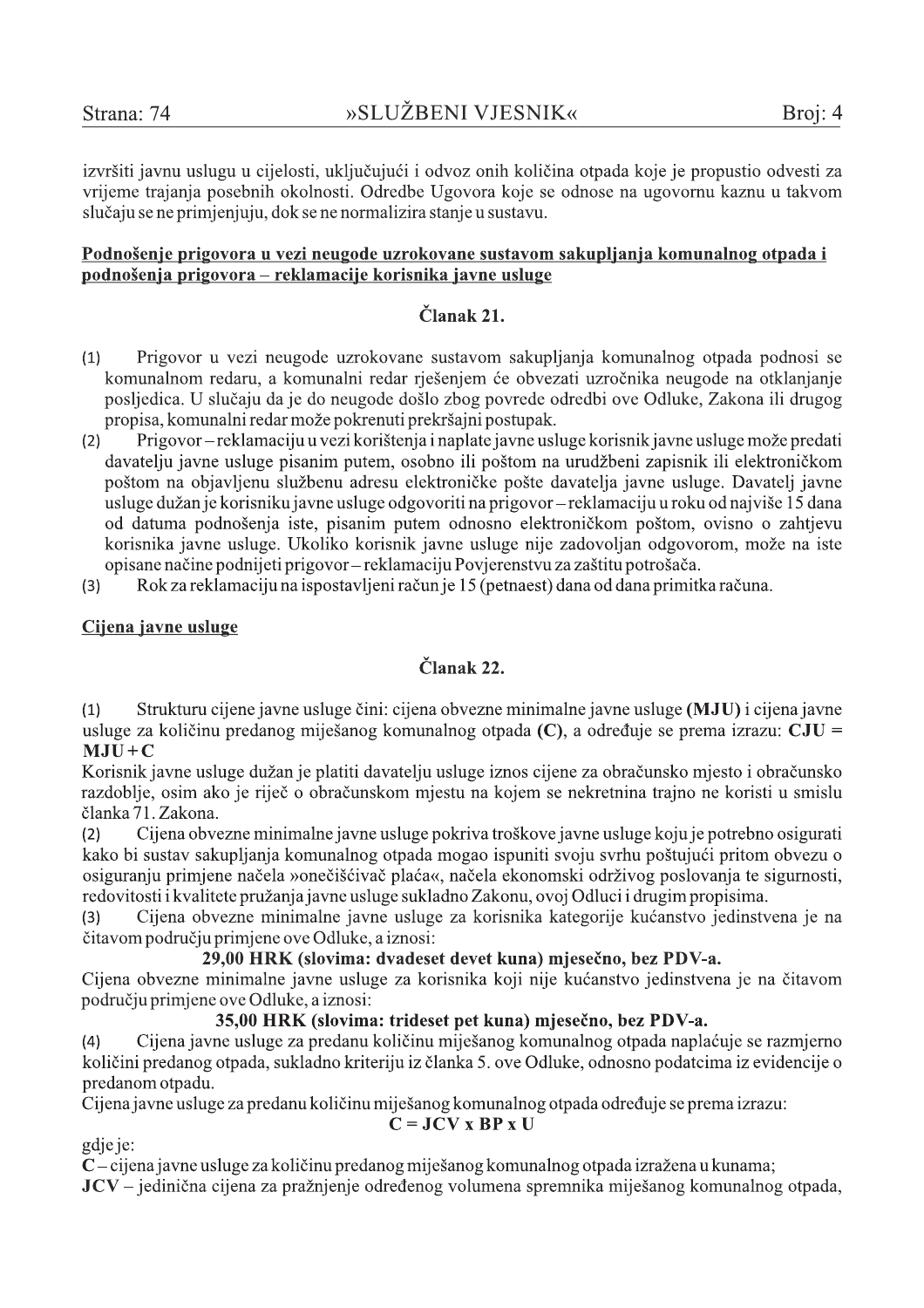izvršiti javnu uslugu u cijelosti, uključujući i odvoz onih količina otpada koje je propustio odvesti za vrijeme trajanja posebnih okolnosti. Odredbe Ugovora koje se odnose na ugovornu kaznu u takvom slučaju se ne primjenjuju, dok se ne normalizira stanje u sustavu.

**Podnošenje prigovora u vezi neugode uzrokovane sustavom sakupljanja komunalnog otpada i podnošenja prigovora – reklamacije korisnika javne usluge**

### Članak 21.

(1) Prigovor u vezi neugode uzrokovane sustavom sakupljanja komunalnog otpada podnosi se komunalnom redaru, a komunalni redar rješenjem će obvezati uzročnika neugode na otklanjanje posljedica. U slučaju da je do neugode došlo zbog povrede odredbi ove Odluke, Zakona ili drugog propisa, komunalni redar može pokrenuti prekršajni postupak.

(2) Prigovor – reklamaciju u vezi korištenja i naplate javne usluge korisnik javne usluge može predati davatelju javne usluge pisanim putem, osobno ili poštom na urudžbeni zapisnik ili elektroničkom poštom na objavljenu službenu adresu elektroničke pošte davatelja javne usluge. Davatelj javne usluge dužan je korisniku javne usluge odgovoriti na prigovor – reklamaciju u roku od najviše 15 dana od datuma podnošenja iste, pisanim putem odnosno elektroničkom poštom, ovisno o zahtjevu korisnika javne usluge. Ukoliko korisnik javne usluge nije zadovoljan odgovorom, može na iste opisane načine podnijeti prigovor – reklamaciju Povjerenstvu za zaštitu potrošača.

(3) Rok za reklamaciju na ispostavljeni račun je 15 (petnaest) dana od dana primitka računa.

**Cijena javne usluge**

### Članak 22.

(1) Strukturu cijene javne usluge čini: cijena obvezne minimalne javne usluge **(MJU)** i cijena javne usluge za količinu predanog miješanog komunalnog otpada **(C)**, a određuje se prema izrazu: **CJU = MJU + C**

Korisnik javne usluge dužan je platiti davatelju usluge iznos cijene za obračunsko mjesto i obračunsko razdoblje, osim ako je riječ o obračunskom mjestu na kojem se nekretnina trajno ne koristi u smislu članka 71. Zakona.

(2) Cijena obvezne minimalne javne usluge pokriva troškove javne usluge koju je potrebno osigurati kako bi sustav sakupljanja komunalnog otpada mogao ispuniti svoju svrhu poštujući pritom obvezu o osiguranju primjene načela »onečišćivač plaća«, načela ekonomski održivog poslovanja te sigurnosti, redovitosti i kvalitete pružanja javne usluge sukladno Zakonu, ovoj Odluci i drugim propisima.

(3) Cijena obvezne minimalne javne usluge za korisnika kategorije kućanstvo jedinstvena je na čitavom području primjene ove Odluke, a iznosi:

**29,00 HRK (slovima: dvadeset devet kuna) mjesečno, bez PDV-a.**

Cijena obvezne minimalne javne usluge za korisnika koji nije kućanstvo jedinstvena je na čitavom području primjene ove Odluke, a iznosi:

**35,00 HRK (slovima: trideset pet kuna) mjesečno, bez PDV-a.**

(4) Cijena javne usluge za predanu količinu miješanog komunalnog otpada naplaćuje se razmjerno količini predanog otpada, sukladno kriteriju iz članka 5. ove Odluke, odnosno podatcima iz evidencije o predanom otpadu.

Cijena javne usluge za predanu količinu miješanog komunalnog otpada određuje se prema izrazu:

**C = JCV x BP x U**

gdje je:

**C** – cijena javne usluge za količinu predanog miješanog komunalnog otpada izražena u kunama;

**JCV** – jedinična cijena za pražnjenje određenog volumena spremnika miješanog komunalnog otpada,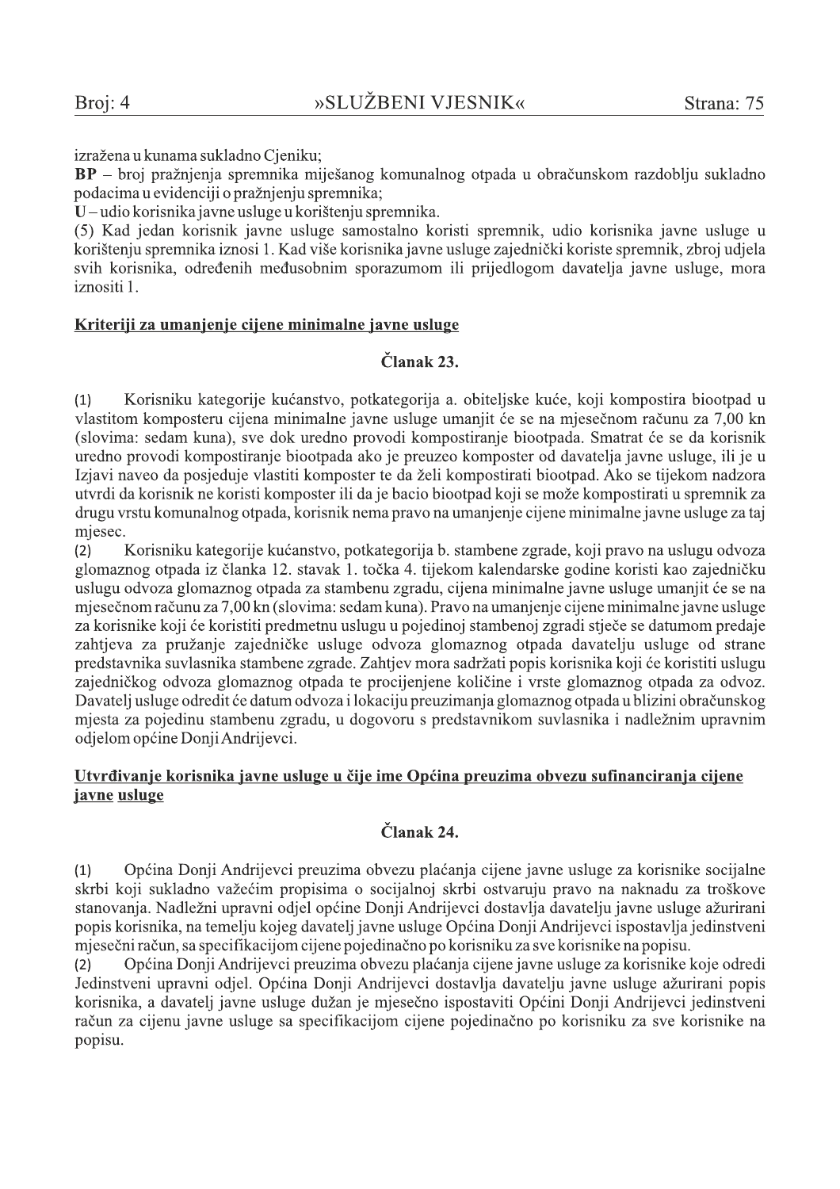izražena u kunama sukladno Cjeniku;

**BP** – broj pražnjenja spremnika miješanog komunalnog otpada u obračunskom razdoblju sukladno podacima u evidenciji o pražnjenju spremnika;

**U** – udio korisnika javne usluge u korištenju spremnika.

(5) Kad jedan korisnik javne usluge samostalno koristi spremnik, udio korisnika javne usluge u korištenju spremnika iznosi 1. Kad više korisnika javne usluge zajednički koriste spremnik, zbroj udjela svih korisnika, određenih međusobnim sporazumom ili prijedlogom davatelja javne usluge, mora iznositi 1.

**Kriteriji za umanjenje cijene minimalne javne usluge**

### Članak 23.

(1) Korisniku kategorije kućanstvo, potkategorija a. obiteljske kuće, koji kompostira biootpad u vlastitom komposteru cijena minimalne javne usluge umanjit će se na mjesečnom računu za 7,00 kn (slovima: sedam kuna), sve dok uredno provodi kompostiranje biootpada. Smatrat će se da korisnik uredno provodi kompostiranje biootpada ako je preuzeo komposter od davatelja javne usluge, ili je u Izjavi naveo da posjeduje vlastiti komposter te da želi kompostirati biootpad. Ako se tijekom nadzora utvrdi da korisnik ne koristi komposter ili da je bacio biootpad koji se može kompostirati u spremnik za drugu vrstu komunalnog otpada, korisnik nema pravo na umanjenje cijene minimalne javne usluge za taj mjesec.

(2) Korisniku kategorije kućanstvo, potkategorija b. stambene zgrade, koji pravo na uslugu odvoza glomaznog otpada iz članka 12. stavak 1. točka 4. tijekom kalendarske godine koristi kao zajedničku uslugu odvoza glomaznog otpada za stambenu zgradu, cijena minimalne javne usluge umanjit će se na mjesečnom računu za 7,00 kn (slovima: sedam kuna). Pravo na umanjenje cijene minimalne javne usluge za korisnike koji će koristiti predmetnu uslugu u pojedinoj stambenoj zgradi stječe se datumom predaje zahtjeva za pružanje zajedničke usluge odvoza glomaznog otpada davatelju usluge od strane predstavnika suvlasnika stambene zgrade. Zahtjev mora sadržati popis korisnika koji će koristiti uslugu zajedničkog odvoza glomaznog otpada te procijenjene količine i vrste glomaznog otpada za odvoz. Davatelj usluge odredit će datum odvoza i lokaciju preuzimanja glomaznog otpada u blizini obračunskog mjesta za pojedinu stambenu zgradu, u dogovoru s predstavnikom suvlasnika i nadležnim upravnim odjelom općine Donji Andrijevci.

**Utvrđivanje korisnika javne usluge u čije ime Općina preuzima obvezu sufinanciranja cijene javne usluge**

### Članak 24.

(1) Općina Donji Andrijevci preuzima obvezu plaćanja cijene javne usluge za korisnike socijalne skrbi koji sukladno važećim propisima o socijalnoj skrbi ostvaruju pravo na naknadu za troškove stanovanja. Nadležni upravni odjel općine Donji Andrijevci dostavlja davatelju javne usluge ažurirani popis korisnika, na temelju kojeg davatelj javne usluge Općina Donji Andrijevci ispostavlja jedinstveni mjesečni račun, sa specifikacijom cijene pojedinačno po korisniku za sve korisnike na popisu.

(2) Općina Donji Andrijevci preuzima obvezu plaćanja cijene javne usluge za korisnike koje odredi Jedinstveni upravni odjel. Općina Donji Andrijevci dostavlja davatelju javne usluge ažurirani popis korisnika, a davatelj javne usluge dužan je mjesečno ispostaviti Općini Donji Andrijevci jedinstveni račun za cijenu javne usluge sa specifikacijom cijene pojedinačno po korisniku za sve korisnike na popisu.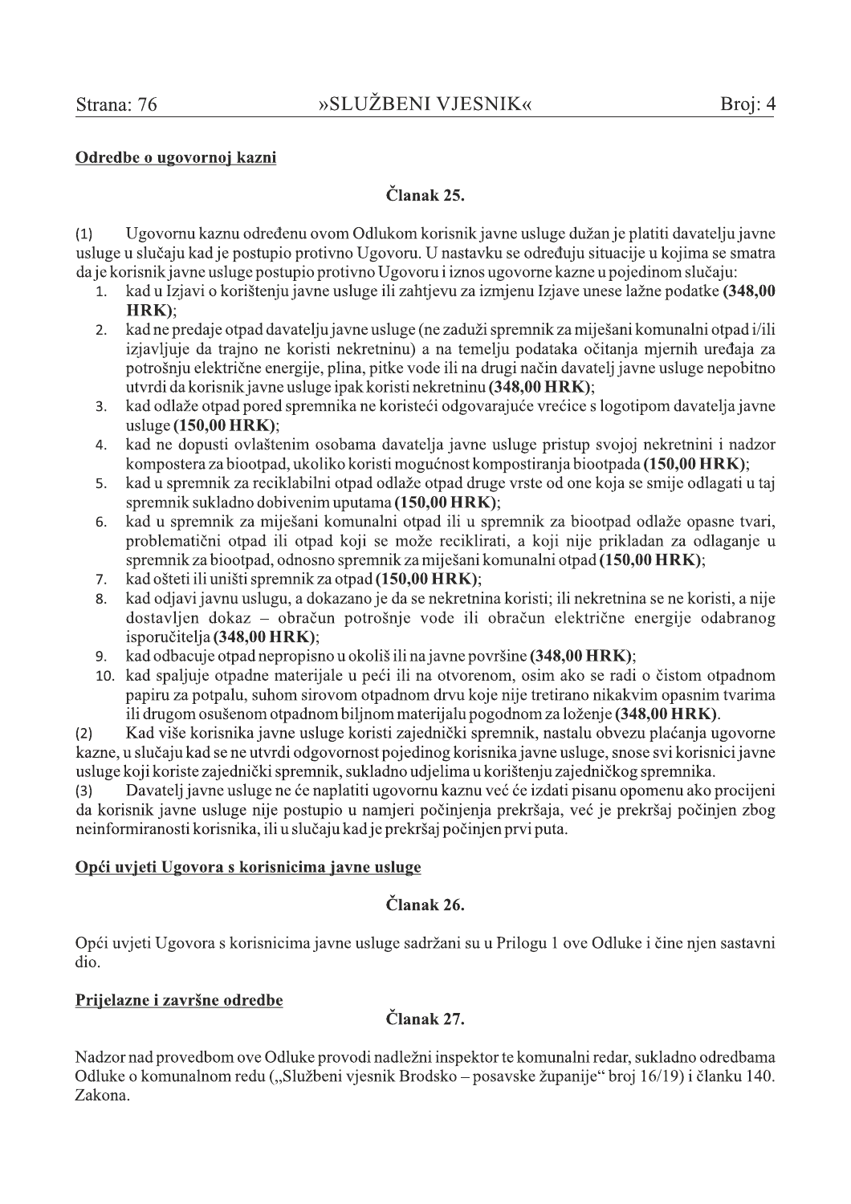**Odredbe o ugovornoj kazni**

### Članak 25.

(1) Ugovornu kaznu određenu ovom Odlukom korisnik javne usluge dužan je platiti davatelju javne usluge u slučaju kad je postupio protivno Ugovoru. U nastavku se određuju situacije u kojima se smatra da je korisnik javne usluge postupio protivno Ugovoru i iznos ugovorne kazne u pojedinom slučaju:

1. kad u Izjavi o korištenju javne usluge ili zahtjevu za izmjenu Izjave unese lažne podatke **(348,00 HRK)**;
2. kad ne predaje otpad davatelju javne usluge (ne zaduži spremnik za miješani komunalni otpad i/ili izjavljuje da trajno ne koristi nekretninu) a na temelju podataka očitanja mjernih uređaja za potrošnju električne energije, plina, pitke vode ili na drugi način davatelj javne usluge nepobitno utvrdi da korisnik javne usluge ipak koristi nekretninu **(348,00 HRK)**;
3. kad odlaže otpad pored spremnika ne koristeći odgovarajuće vrećice s logotipom davatelja javne usluge **(150,00 HRK)**;
4. kad ne dopusti ovlaštenim osobama davatelja javne usluge pristup svojoj nekretnini i nadzor kompostera za biootpad, ukoliko koristi mogućnost kompostiranja biootpada **(150,00 HRK)**;
5. kad u spremnik za reciklabilni otpad odlaže otpad druge vrste od one koja se smije odlagati u taj spremnik sukladno dobivenim uputama **(150,00 HRK)**;
6. kad u spremnik za miješani komunalni otpad ili u spremnik za biootpad odlaže opasne tvari, problematični otpad ili otpad koji se može reciklirati, a koji nije prikladan za odlaganje u spremnik za biootpad, odnosno spremnik za miješani komunalni otpad **(150,00 HRK)**;
7. kad ošteti ili uništi spremnik za otpad **(150,00 HRK)**;
8. kad odjavi javnu uslugu, a dokazano je da se nekretnina koristi; ili nekretnina se ne koristi, a nije dostavljen dokaz – obračun potrošnje vode ili obračun električne energije odabranog isporučitelja **(348,00 HRK)**;
9. kad odbacuje otpad nepropisno u okoliš ili na javne površine **(348,00 HRK)**;
10. kad spaljuje otpadne materijale u peći ili na otvorenom, osim ako se radi o čistom otpadnom papiru za potpalu, suhom sirovom otpadnom drvu koje nije tretirano nikakvim opasnim tvarima ili drugom osušenom otpadnom biljnom materijalu pogodnom za loženje **(348,00 HRK)**.

(2) Kad više korisnika javne usluge koristi zajednički spremnik, nastalu obvezu plaćanja ugovorne kazne, u slučaju kad se ne utvrdi odgovornost pojedinog korisnika javne usluge, snose svi korisnici javne usluge koji koriste zajednički spremnik, sukladno udjelima u korištenju zajedničkog spremnika.

(3) Davatelj javne usluge ne će naplatiti ugovornu kaznu već će izdati pisanu opomenu ako procijeni da korisnik javne usluge nije postupio u namjeri počinjenja prekršaja, već je prekršaj počinjen zbog neinformiranosti korisnika, ili u slučaju kad je prekršaj počinjen prvi puta.

**Opći uvjeti Ugovora s korisnicima javne usluge**

### Članak 26.

Opći uvjeti Ugovora s korisnicima javne usluge sadržani su u Prilogu 1 ove Odluke i čine njen sastavni dio.

**Prijelazne i završne odredbe**

### Članak 27.

Nadzor nad provedbom ove Odluke provodi nadležni inspektor te komunalni redar, sukladno odredbama Odluke o komunalnom redu („Službeni vjesnik Brodsko – posavske županije" broj 16/19) i članku 140. Zakona.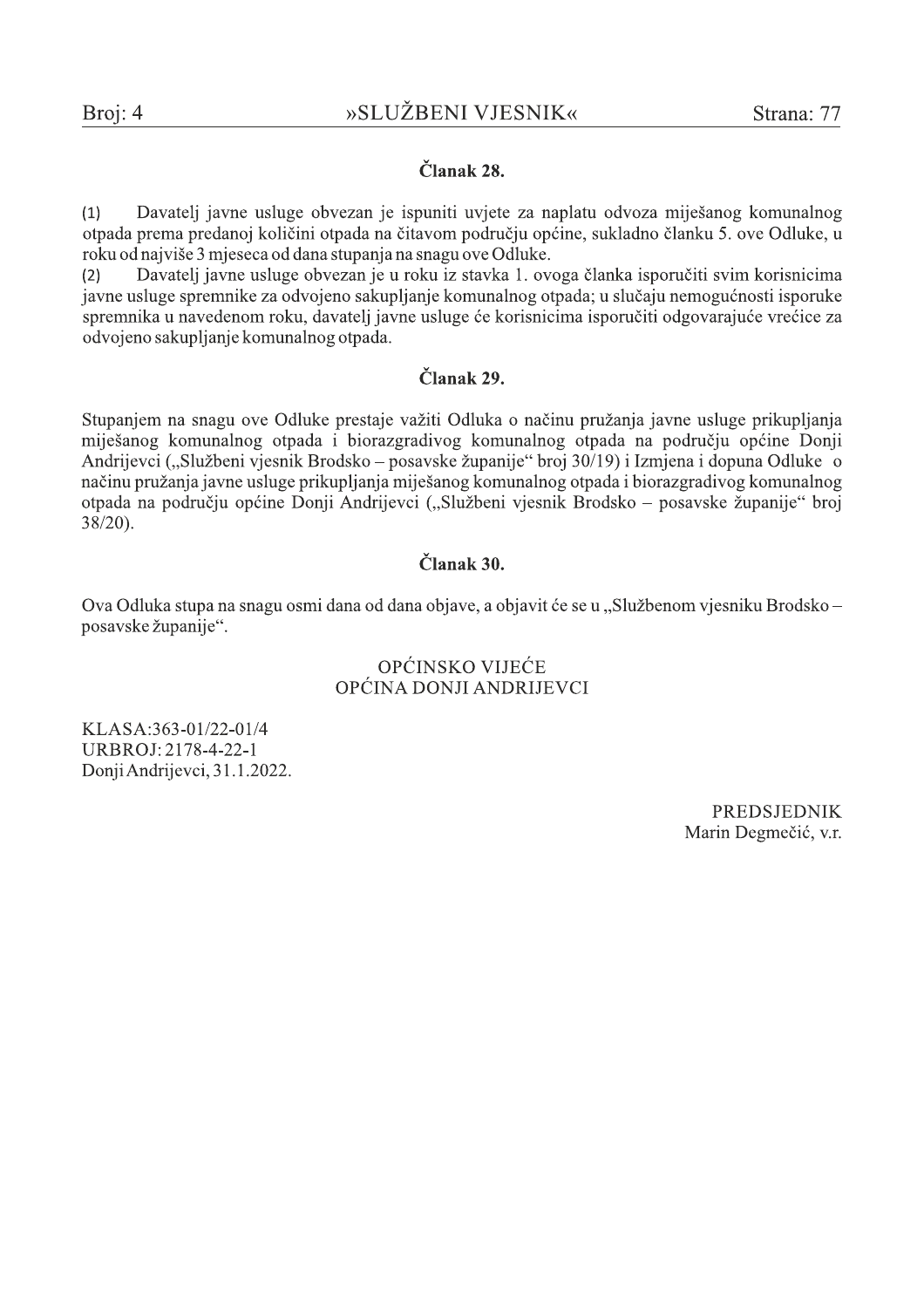### Članak 28.

(1) Davatelj javne usluge obvezan je ispuniti uvjete za naplatu odvoza miješanog komunalnog otpada prema predanoj količini otpada na čitavom području općine, sukladno članku 5. ove Odluke, u roku od najviše 3 mjeseca od dana stupanja na snagu ove Odluke.

(2) Davatelj javne usluge obvezan je u roku iz stavka 1. ovoga članka isporučiti svim korisnicima javne usluge spremnike za odvojeno sakupljanje komunalnog otpada; u slučaju nemogućnosti isporuke spremnika u navedenom roku, davatelj javne usluge će korisnicima isporučiti odgovarajuće vrećice za odvojeno sakupljanje komunalnog otpada.

### Članak 29.

Stupanjem na snagu ove Odluke prestaje važiti Odluka o načinu pružanja javne usluge prikupljanja miješanog komunalnog otpada i biorazgradivog komunalnog otpada na području općine Donji Andrijevci („Službeni vjesnik Brodsko – posavske županije" broj 30/19) i Izmjena i dopuna Odluke o načinu pružanja javne usluge prikupljanja miješanog komunalnog otpada i biorazgradivog komunalnog otpada na području općine Donji Andrijevci („Službeni vjesnik Brodsko – posavske županije" broj 38/20).

### Članak 30.

Ova Odluka stupa na snagu osmi dana od dana objave, a objavit će se u „Službenom vjesniku Brodsko – posavske županije".

OPĆINSKO VIJEĆE
OPĆINA DONJI ANDRIJEVCI

KLASA:363-01/22-01/4
URBROJ: 2178-4-22-1
Donji Andrijevci, 31.1.2022.

PREDSJEDNIK
Marin Degmečić, v.r.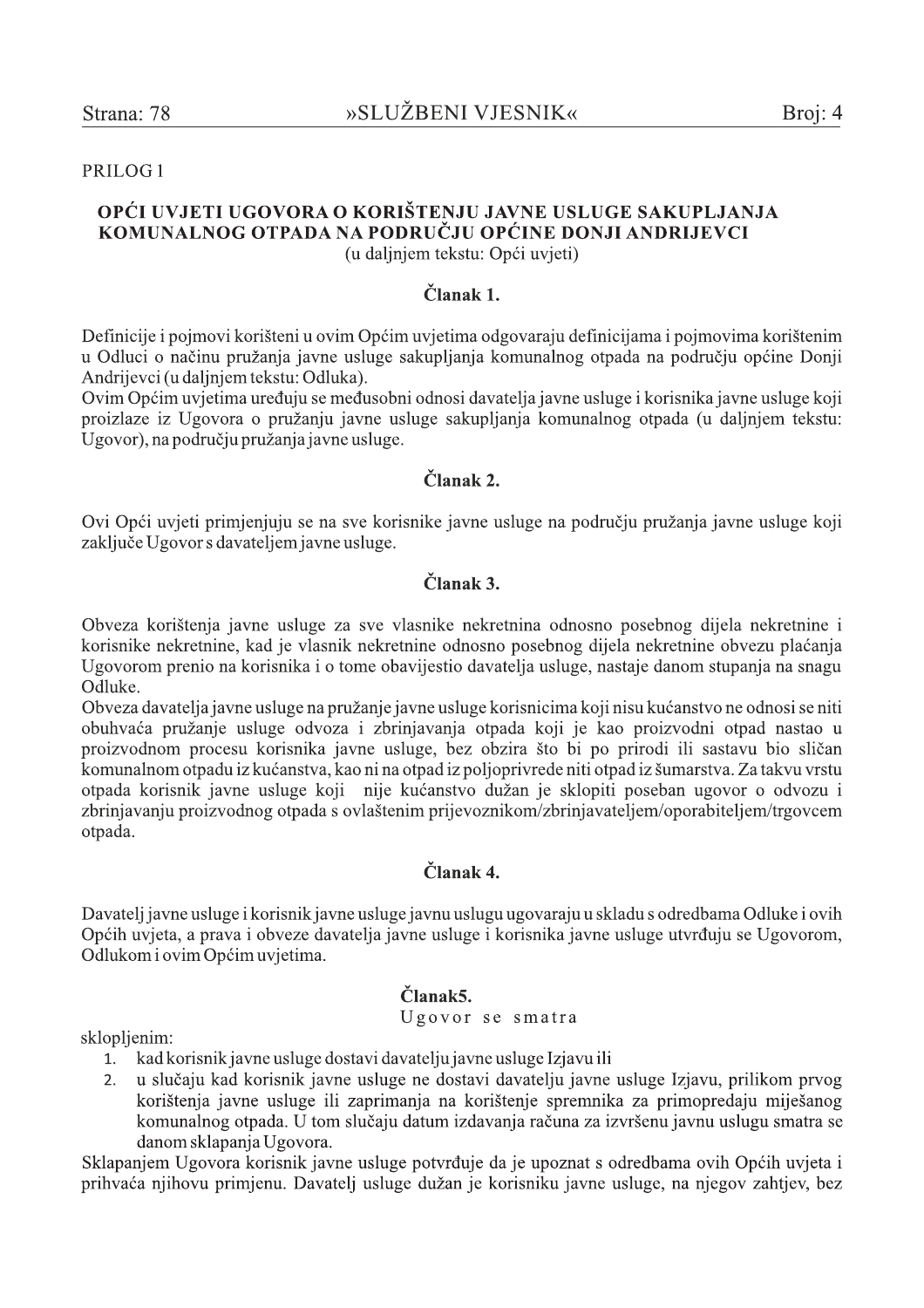PRILOG 1

## OPĆI UVJETI UGOVORA O KORIŠTENJU JAVNE USLUGE SAKUPLJANJA KOMUNALNOG OTPADA NA PODRUČJU OPĆINE DONJI ANDRIJEVCI

(u daljnjem tekstu: Opći uvjeti)

### Članak 1.

Definicije i pojmovi korišteni u ovim Općim uvjetima odgovaraju definicijama i pojmovima korištenim u Odluci o načinu pružanja javne usluge sakupljanja komunalnog otpada na području općine Donji Andrijevci (u daljnjem tekstu: Odluka).

Ovim Općim uvjetima uređuju se međusobni odnosi davatelja javne usluge i korisnika javne usluge koji proizlaze iz Ugovora o pružanju javne usluge sakupljanja komunalnog otpada (u daljnjem tekstu: Ugovor), na području pružanja javne usluge.

### Članak 2.

Ovi Opći uvjeti primjenjuju se na sve korisnike javne usluge na području pružanja javne usluge koji zaključe Ugovor s davateljem javne usluge.

### Članak 3.

Obveza korištenja javne usluge za sve vlasnike nekretnina odnosno posebnog dijela nekretnine i korisnike nekretnine, kad je vlasnik nekretnine odnosno posebnog dijela nekretnine obvezu plaćanja Ugovorom prenio na korisnika i o tome obavijestio davatelja usluge, nastaje danom stupanja na snagu Odluke.

Obveza davatelja javne usluge na pružanje javne usluge korisnicima koji nisu kućanstvo ne odnosi se niti obuhvaća pružanje usluge odvoza i zbrinjavanja otpada koji je kao proizvodni otpad nastao u proizvodnom procesu korisnika javne usluge, bez obzira što bi po prirodi ili sastavu bio sličan komunalnom otpadu iz kućanstva, kao ni na otpad iz poljoprivrede niti otpad iz šumarstva. Za takvu vrstu otpada korisnik javne usluge koji nije kućanstvo dužan je sklopiti poseban ugovor o odvozu i zbrinjavanju proizvodnog otpada s ovlaštenim prijevoznikom/zbrinjavateljem/oporabiteljem/trgovcem otpada.

### Članak 4.

Davatelj javne usluge i korisnik javne usluge javnu uslugu ugovaraju u skladu s odredbama Odluke i ovih Općih uvjeta, a prava i obveze davatelja javne usluge i korisnika javne usluge utvrđuju se Ugovorom, Odlukom i ovim Općim uvjetima.

### Članak5.

Ugovor se smatra sklopljenim:

1. kad korisnik javne usluge dostavi davatelju javne usluge Izjavu ili
2. u slučaju kad korisnik javne usluge ne dostavi davatelju javne usluge Izjavu, prilikom prvog korištenja javne usluge ili zaprimanja na korištenje spremnika za primopredaju miješanog komunalnog otpada. U tom slučaju datum izdavanja računa za izvršenu javnu uslugu smatra se danom sklapanja Ugovora.

Sklapanjem Ugovora korisnik javne usluge potvrđuje da je upoznat s odredbama ovih Općih uvjeta i prihvaća njihovu primjenu. Davatelj usluge dužan je korisniku javne usluge, na njegov zahtjev, bez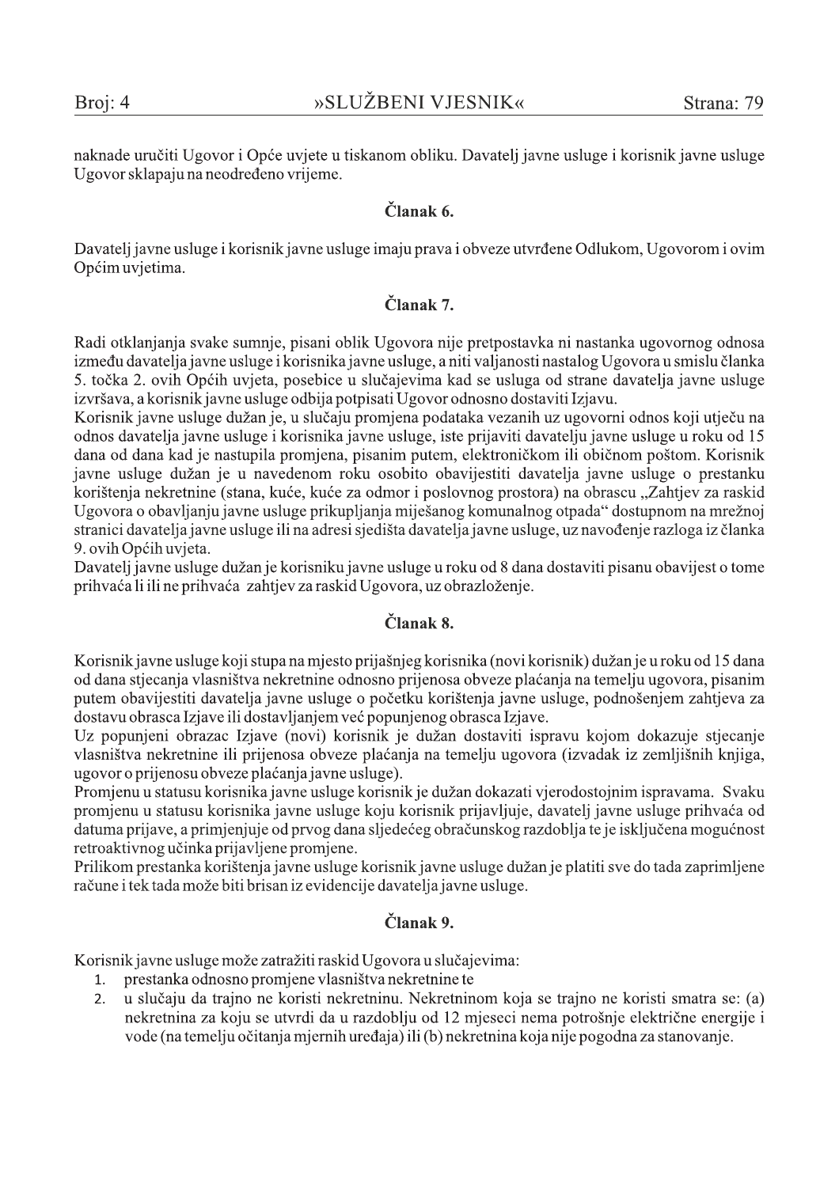naknade uručiti Ugovor i Opće uvjete u tiskanom obliku. Davatelj javne usluge i korisnik javne usluge Ugovor sklapaju na neodređeno vrijeme.

## Članak 6.

Davatelj javne usluge i korisnik javne usluge imaju prava i obveze utvrđene Odlukom, Ugovorom i ovim Općim uvjetima.

## Članak 7.

Radi otklanjanja svake sumnje, pisani oblik Ugovora nije pretpostavka ni nastanka ugovornog odnosa između davatelja javne usluge i korisnika javne usluge, a niti valjanosti nastalog Ugovora u smislu članka 5. točka 2. ovih Općih uvjeta, posebice u slučajevima kad se usluga od strane davatelja javne usluge izvršava, a korisnik javne usluge odbija potpisati Ugovor odnosno dostaviti Izjavu.

Korisnik javne usluge dužan je, u slučaju promjena podataka vezanih uz ugovorni odnos koji utječu na odnos davatelja javne usluge i korisnika javne usluge, iste prijaviti davatelju javne usluge u roku od 15 dana od dana kad je nastupila promjena, pisanim putem, elektroničkom ili običnom poštom. Korisnik javne usluge dužan je u navedenom roku osobito obavijestiti davatelja javne usluge o prestanku korištenja nekretnine (stana, kuće, kuće za odmor i poslovnog prostora) na obrascu „Zahtjev za raskid Ugovora o obavljanju javne usluge prikupljanja miješanog komunalnog otpada" dostupnom na mrežnoj stranici davatelja javne usluge ili na adresi sjedišta davatelja javne usluge, uz navođenje razloga iz članka 9. ovih Općih uvjeta.

Davatelj javne usluge dužan je korisniku javne usluge u roku od 8 dana dostaviti pisanu obavijest o tome prihvaća li ili ne prihvaća zahtjev za raskid Ugovora, uz obrazloženje.

## Članak 8.

Korisnik javne usluge koji stupa na mjesto prijašnjeg korisnika (novi korisnik) dužan je u roku od 15 dana od dana stjecanja vlasništva nekretnine odnosno prijenosa obveze plaćanja na temelju ugovora, pisanim putem obavijestiti davatelja javne usluge o početku korištenja javne usluge, podnošenjem zahtjeva za dostavu obrasca Izjave ili dostavljanjem već popunjenog obrasca Izjave.

Uz popunjeni obrazac Izjave (novi) korisnik je dužan dostaviti ispravu kojom dokazuje stjecanje vlasništva nekretnine ili prijenosa obveze plaćanja na temelju ugovora (izvadak iz zemljišnih knjiga, ugovor o prijenosu obveze plaćanja javne usluge).

Promjenu u statusu korisnika javne usluge korisnik je dužan dokazati vjerodostojnim ispravama. Svaku promjenu u statusu korisnika javne usluge koju korisnik prijavljuje, davatelj javne usluge prihvaća od datuma prijave, a primjenjuje od prvog dana sljedećeg obračunskog razdoblja te je isključena mogućnost retroaktivnog učinka prijavljene promjene.

Prilikom prestanka korištenja javne usluge korisnik javne usluge dužan je platiti sve do tada zaprimljene račune i tek tada može biti brisan iz evidencije davatelja javne usluge.

## Članak 9.

Korisnik javne usluge može zatražiti raskid Ugovora u slučajevima:

1. prestanka odnosno promjene vlasništva nekretnine te
2. u slučaju da trajno ne koristi nekretninu. Nekretninom koja se trajno ne koristi smatra se: (a) nekretnina za koju se utvrdi da u razdoblju od 12 mjeseci nema potrošnje električne energije i vode (na temelju očitanja mjernih uređaja) ili (b) nekretnina koja nije pogodna za stanovanje.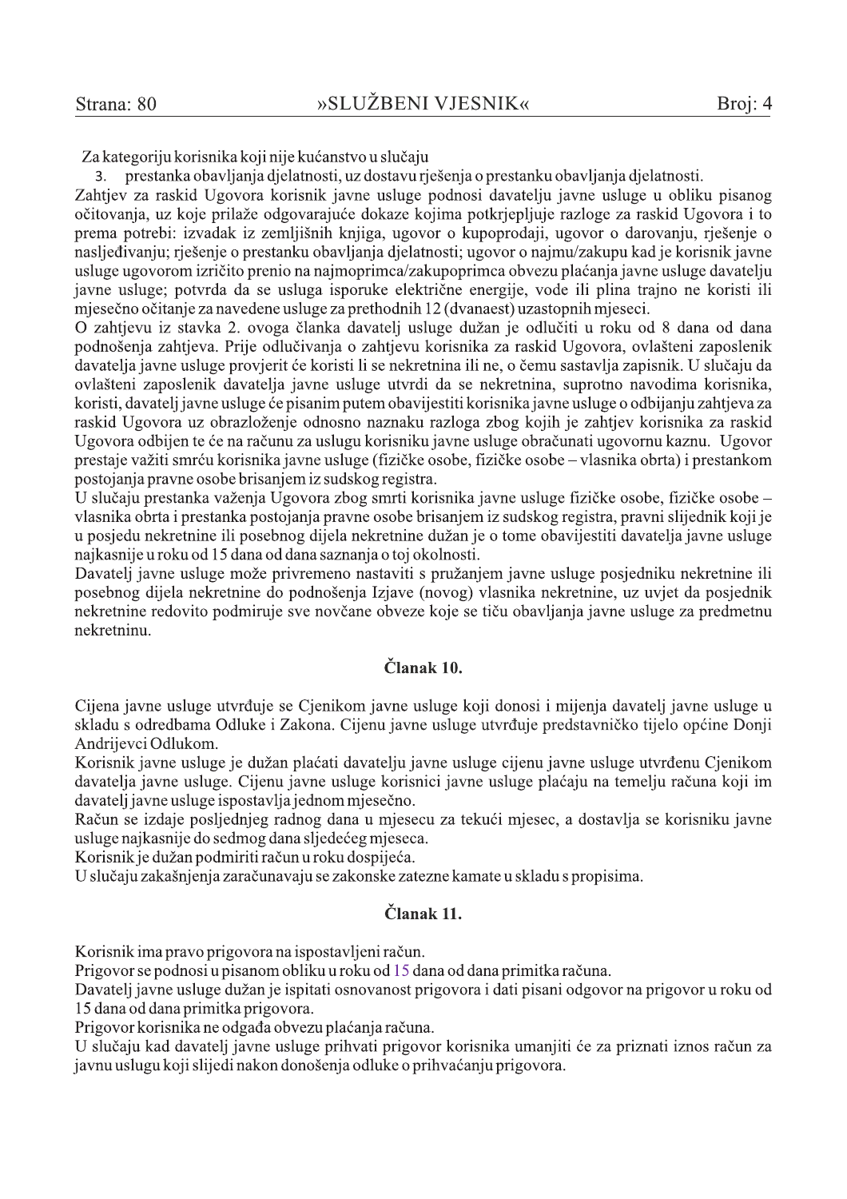Za kategoriju korisnika koji nije kućanstvo u slučaju

3. prestanka obavljanja djelatnosti, uz dostavu rješenja o prestanku obavljanja djelatnosti.

Zahtjev za raskid Ugovora korisnik javne usluge podnosi davatelju javne usluge u obliku pisanog očitovanja, uz koje prilaže odgovarajuće dokaze kojima potkrjepljuje razloge za raskid Ugovora i to prema potrebi: izvadak iz zemljišnih knjiga, ugovor o kupoprodaji, ugovor o darovanju, rješenje o nasljeđivanju; rješenje o prestanku obavljanja djelatnosti; ugovor o najmu/zakupu kad je korisnik javne usluge ugovorom izričito prenio na najmoprimca/zakupoprimca obvezu plaćanja javne usluge davatelju javne usluge; potvrda da se usluga isporuke električne energije, vode ili plina trajno ne koristi ili mjesečno očitanje za navedene usluge za prethodnih 12 (dvanaest) uzastopnih mjeseci.

O zahtjevu iz stavka 2. ovoga članka davatelj usluge dužan je odlučiti u roku od 8 dana od dana podnošenja zahtjeva. Prije odlučivanja o zahtjevu korisnika za raskid Ugovora, ovlašteni zaposlenik davatelja javne usluge provjerit će koristi li se nekretnina ili ne, o čemu sastavlja zapisnik. U slučaju da ovlašteni zaposlenik davatelja javne usluge utvrdi da se nekretnina, suprotno navodima korisnika, koristi, davatelj javne usluge će pisanim putem obavijestiti korisnika javne usluge o odbijanju zahtjeva za raskid Ugovora uz obrazloženje odnosno naznaku razloga zbog kojih je zahtjev korisnika za raskid Ugovora odbijen te će na računu za uslugu korisniku javne usluge obračunati ugovornu kaznu. Ugovor prestaje važiti smrću korisnika javne usluge (fizičke osobe, fizičke osobe – vlasnika obrta) i prestankom postojanja pravne osobe brisanjem iz sudskog registra.

U slučaju prestanka važenja Ugovora zbog smrti korisnika javne usluge fizičke osobe, fizičke osobe – vlasnika obrta i prestanka postojanja pravne osobe brisanjem iz sudskog registra, pravni slijednik koji je u posjedu nekretnine ili posebnog dijela nekretnine dužan je o tome obavijestiti davatelja javne usluge najkasnije u roku od 15 dana od dana saznanja o toj okolnosti.

Davatelj javne usluge može privremeno nastaviti s pružanjem javne usluge posjedniku nekretnine ili posebnog dijela nekretnine do podnošenja Izjave (novog) vlasnika nekretnine, uz uvjet da posjednik nekretnine redovito podmiruje sve novčane obveze koje se tiču obavljanja javne usluge za predmetnu nekretninu.

## Članak 10.

Cijena javne usluge utvrđuje se Cjenikom javne usluge koji donosi i mijenja davatelj javne usluge u skladu s odredbama Odluke i Zakona. Cijenu javne usluge utvrđuje predstavničko tijelo općine Donji Andrijevci Odlukom.

Korisnik javne usluge je dužan plaćati davatelju javne usluge cijenu javne usluge utvrđenu Cjenikom davatelja javne usluge. Cijenu javne usluge korisnici javne usluge plaćaju na temelju računa koji im davatelj javne usluge ispostavlja jednom mjesečno.

Račun se izdaje posljednjeg radnog dana u mjesecu za tekući mjesec, a dostavlja se korisniku javne usluge najkasnije do sedmog dana sljedećeg mjeseca.

Korisnik je dužan podmiriti račun u roku dospijeća.

U slučaju zakašnjenja zaračunavaju se zakonske zatezne kamate u skladu s propisima.

## Članak 11.

Korisnik ima pravo prigovora na ispostavljeni račun.

Prigovor se podnosi u pisanom obliku u roku od 15 dana od dana primitka računa.

Davatelj javne usluge dužan je ispitati osnovanost prigovora i dati pisani odgovor na prigovor u roku od 15 dana od dana primitka prigovora.

Prigovor korisnika ne odgađa obvezu plaćanja računa.

U slučaju kad davatelj javne usluge prihvati prigovor korisnika umanjiti će za priznati iznos račun za javnu uslugu koji slijedi nakon donošenja odluke o prihvaćanju prigovora.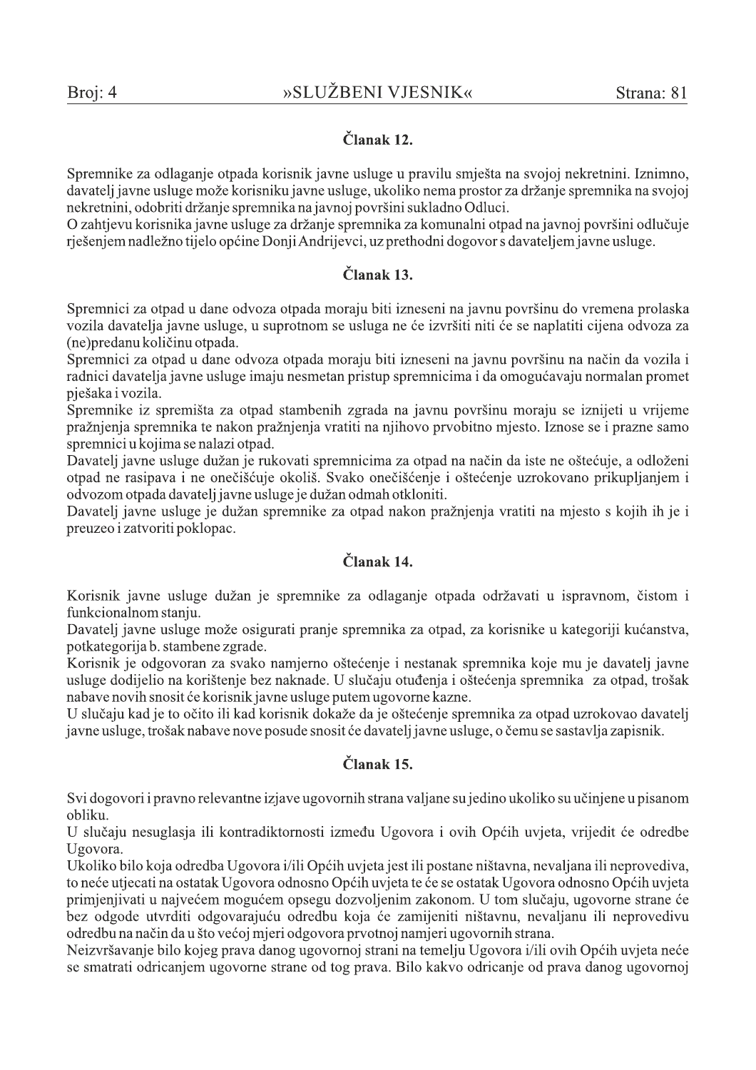## Članak 12.

Spremnike za odlaganje otpada korisnik javne usluge u pravilu smješta na svojoj nekretnini. Iznimno, davatelj javne usluge može korisniku javne usluge, ukoliko nema prostor za držanje spremnika na svojoj nekretnini, odobriti držanje spremnika na javnoj površini sukladno Odluci.

O zahtjevu korisnika javne usluge za držanje spremnika za komunalni otpad na javnoj površini odlučuje rješenjem nadležno tijelo općine Donji Andrijevci, uz prethodni dogovor s davateljem javne usluge.

## Članak 13.

Spremnici za otpad u dane odvoza otpada moraju biti izneseni na javnu površinu do vremena prolaska vozila davatelja javne usluge, u suprotnom se usluga ne će izvršiti niti će se naplatiti cijena odvoza za (ne)predanu količinu otpada.

Spremnici za otpad u dane odvoza otpada moraju biti izneseni na javnu površinu na način da vozila i radnici davatelja javne usluge imaju nesmetan pristup spremnicima i da omogućavaju normalan promet pješaka i vozila.

Spremnike iz spremišta za otpad stambenih zgrada na javnu površinu moraju se iznijeti u vrijeme pražnjenja spremnika te nakon pražnjenja vratiti na njihovo prvobitno mjesto. Iznose se i prazne samo spremnici u kojima se nalazi otpad.

Davatelj javne usluge dužan je rukovati spremnicima za otpad na način da iste ne oštećuje, a odloženi otpad ne rasipava i ne onečišćuje okoliš. Svako onečišćenje i oštećenje uzrokovano prikupljanjem i odvozom otpada davatelj javne usluge je dužan odmah otkloniti.

Davatelj javne usluge je dužan spremnike za otpad nakon pražnjenja vratiti na mjesto s kojih ih je i preuzeo i zatvoriti poklopac.

## Članak 14.

Korisnik javne usluge dužan je spremnike za odlaganje otpada održavati u ispravnom, čistom i funkcionalnom stanju.

Davatelj javne usluge može osigurati pranje spremnika za otpad, za korisnike u kategoriji kućanstva, potkategorija b. stambene zgrade.

Korisnik je odgovoran za svako namjerno oštećenje i nestanak spremnika koje mu je davatelj javne usluge dodijelio na korištenje bez naknade. U slučaju otuđenja i oštećenja spremnika za otpad, trošak nabave novih snosit će korisnik javne usluge putem ugovorne kazne.

U slučaju kad je to očito ili kad korisnik dokaže da je oštećenje spremnika za otpad uzrokovao davatelj javne usluge, trošak nabave nove posude snosit će davatelj javne usluge, o čemu se sastavlja zapisnik.

## Članak 15.

Svi dogovori i pravno relevantne izjave ugovornih strana valjane su jedino ukoliko su učinjene u pisanom obliku.

U slučaju nesuglasja ili kontradiktornosti između Ugovora i ovih Općih uvjeta, vrijedit će odredbe Ugovora.

Ukoliko bilo koja odredba Ugovora i/ili Općih uvjeta jest ili postane ništavna, nevaljana ili neprovediva, to neće utjecati na ostatak Ugovora odnosno Općih uvjeta te će se ostatak Ugovora odnosno Općih uvjeta primjenjivati u najvećem mogućem opsegu dozvoljenim zakonom. U tom slučaju, ugovorne strane će bez odgode utvrditi odgovarajuću odredbu koja će zamijeniti ništavnu, nevaljanu ili neprovedivu odredbu na način da u što većoj mjeri odgovora prvotnoj namjeri ugovornih strana.

Neizvršavanje bilo kojeg prava danog ugovornoj strani na temelju Ugovora i/ili ovih Općih uvjeta neće se smatrati odricanjem ugovorne strane od tog prava. Bilo kakvo odricanje od prava danog ugovornoj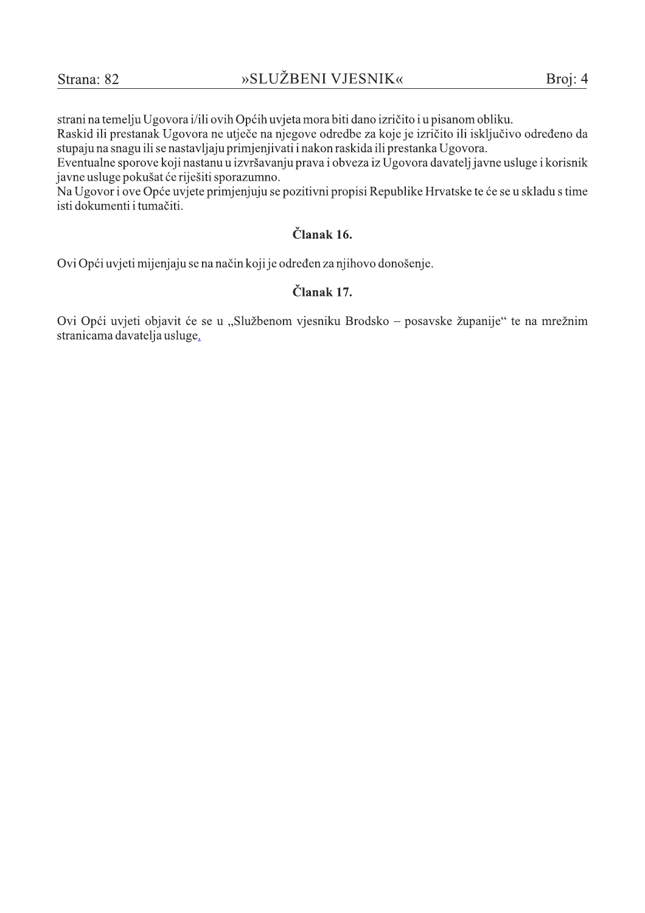strani na temelju Ugovora i/ili ovih Općih uvjeta mora biti dano izričito i u pisanom obliku.
Raskid ili prestanak Ugovora ne utječe na njegove odredbe za koje je izričito ili isključivo određeno da stupaju na snagu ili se nastavljaju primjenjivati i nakon raskida ili prestanka Ugovora.
Eventualne sporove koji nastanu u izvršavanju prava i obveza iz Ugovora davatelj javne usluge i korisnik javne usluge pokušat će riješiti sporazumno.
Na Ugovor i ove Opće uvjete primjenjuju se pozitivni propisi Republike Hrvatske te će se u skladu s time isti dokumenti i tumačiti.

### Članak 16.

Ovi Opći uvjeti mijenjaju se na način koji je određen za njihovo donošenje.

### Članak 17.

Ovi Opći uvjeti objavit će se u „Službenom vjesniku Brodsko – posavske županije“ te na mrežnim stranicama davatelja usluge.